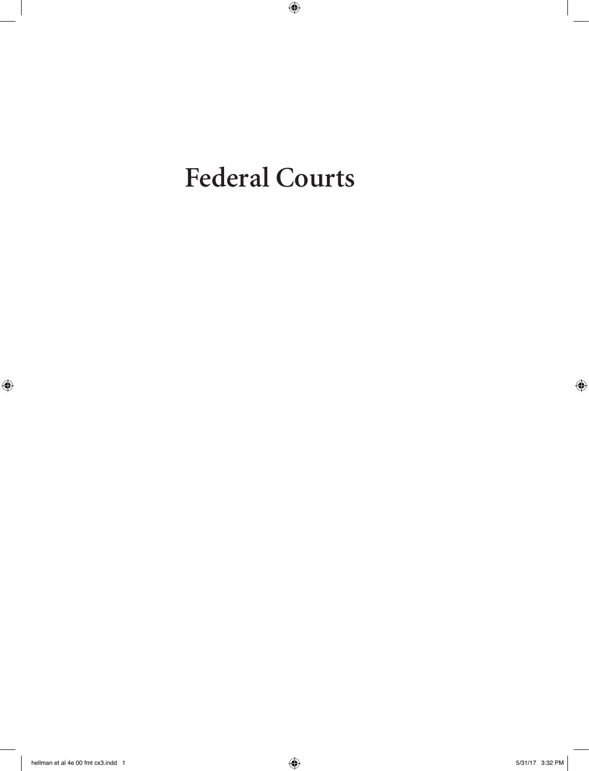# Federal Courts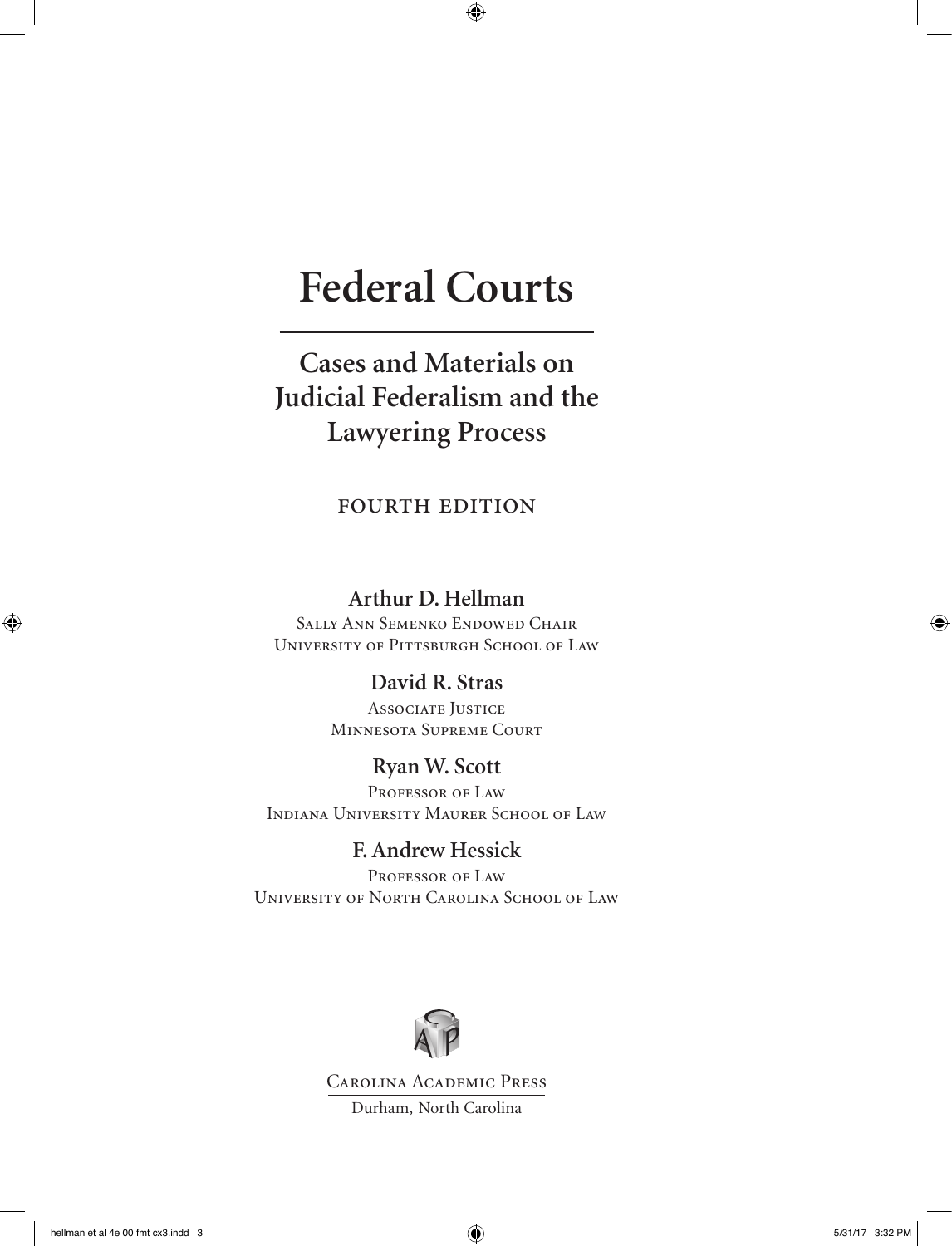# Federal Courts

## Cases and Materials on Judicial Federalism and the Lawyering Process

FOURTH EDITION

**Arthur D. Hellman**
Sally Ann Semenko Endowed Chair
University of Pittsburgh School of Law

**David R. Stras**
Associate Justice
Minnesota Supreme Court

**Ryan W. Scott**
Professor of Law
Indiana University Maurer School of Law

**F. Andrew Hessick**
Professor of Law
University of North Carolina School of Law

Carolina Academic Press
Durham, North Carolina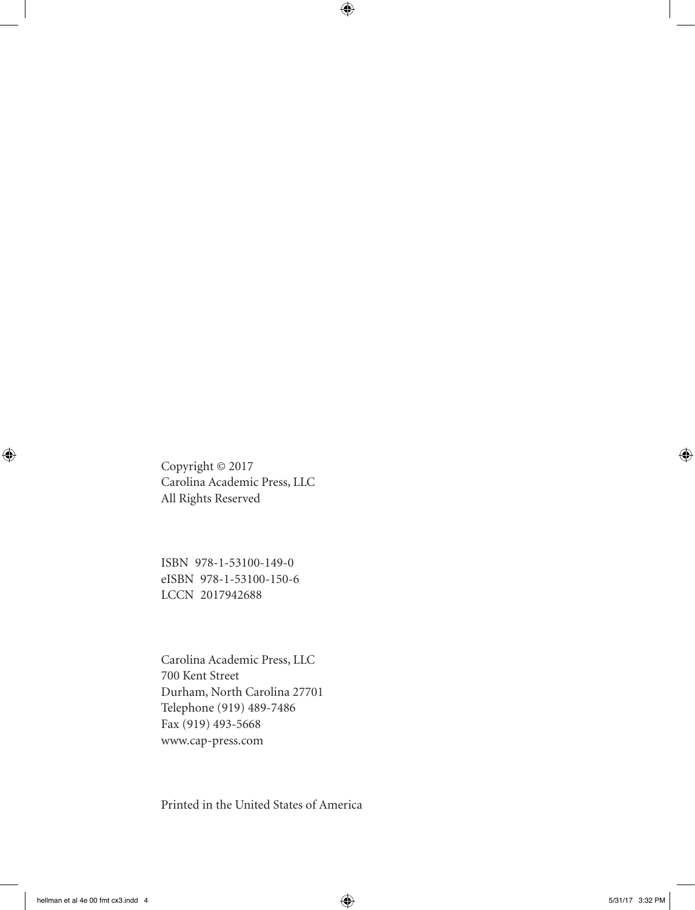Copyright © 2017
Carolina Academic Press, LLC
All Rights Reserved

ISBN 978-1-53100-149-0
eISBN 978-1-53100-150-6
LCCN 2017942688

Carolina Academic Press, LLC
700 Kent Street
Durham, North Carolina 27701
Telephone (919) 489-7486
Fax (919) 493-5668
www.cap-press.com

Printed in the United States of America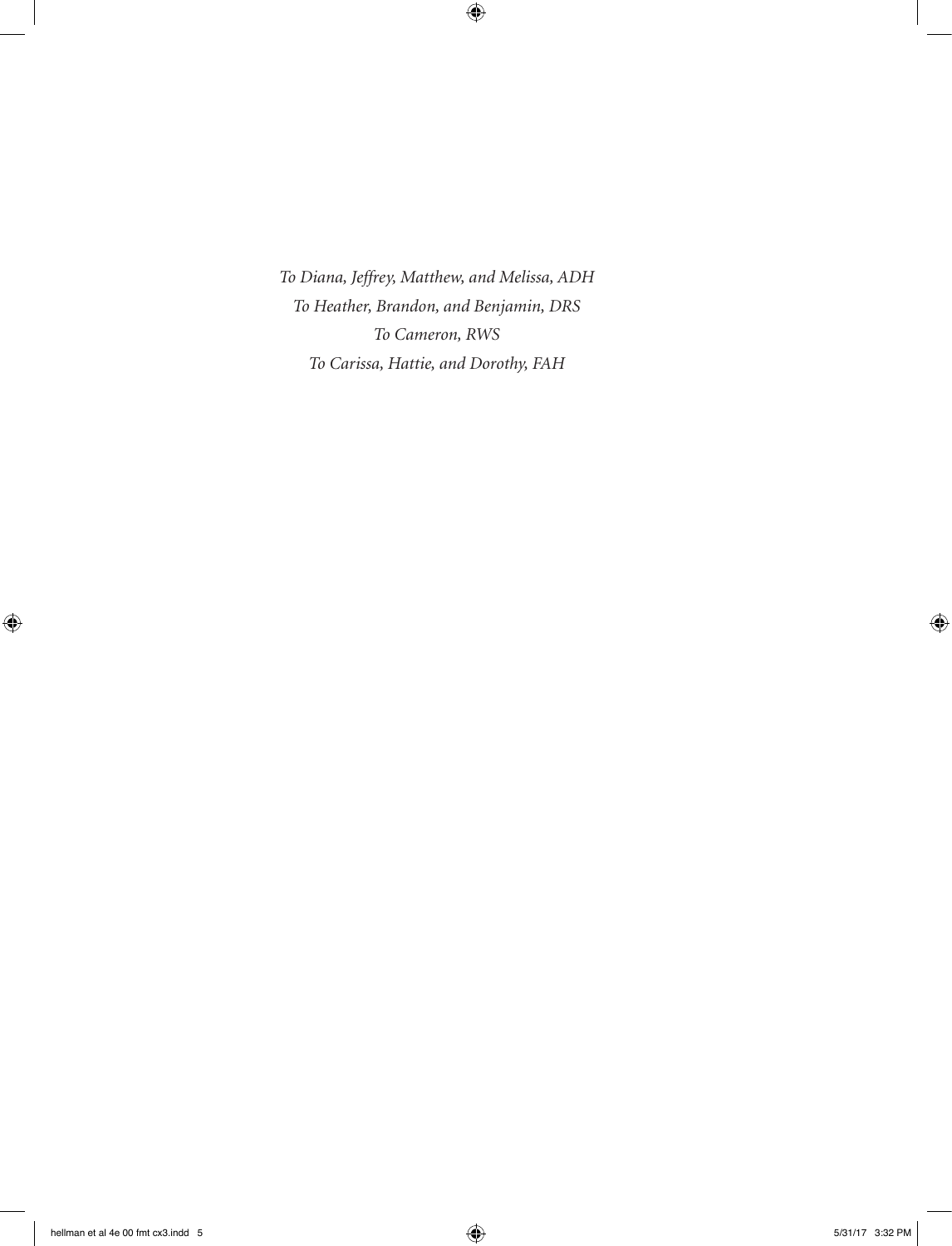*To Diana, Jeffrey, Matthew, and Melissa, ADH*

*To Heather, Brandon, and Benjamin, DRS*

*To Cameron, RWS*

*To Carissa, Hattie, and Dorothy, FAH*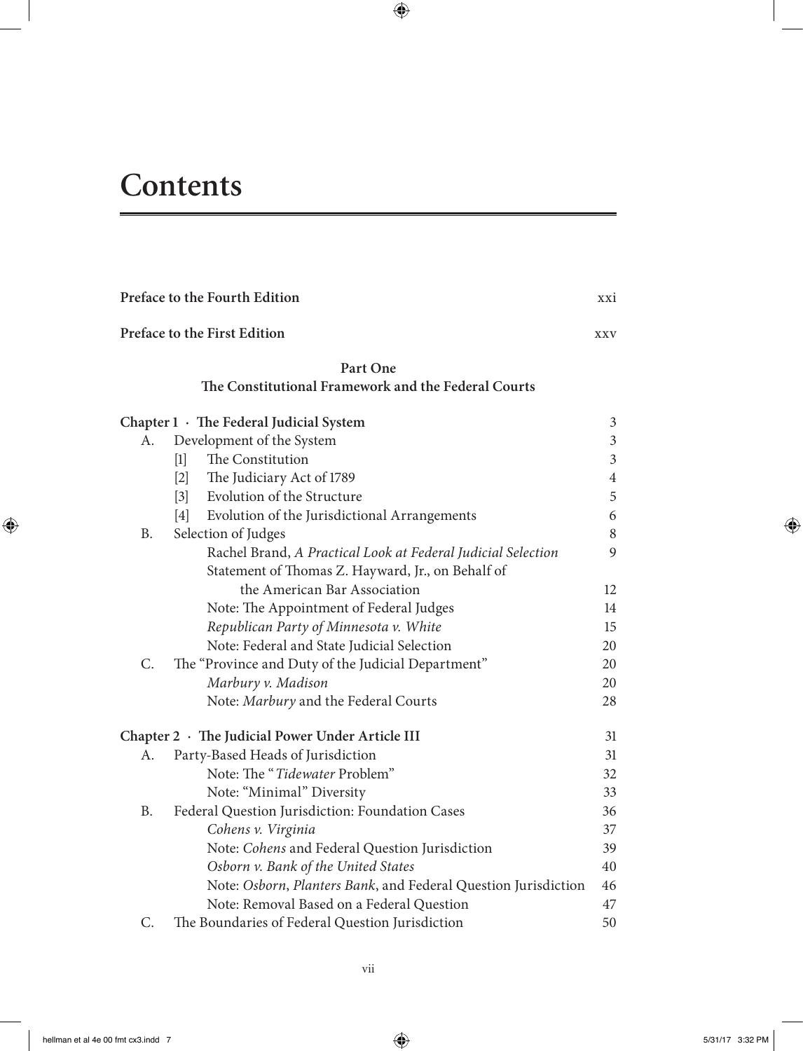# Contents

| | |
|---|---|
| **Preface to the Fourth Edition** | xxi |
| **Preface to the First Edition** | xxv |

**Part One**
**The Constitutional Framework and the Federal Courts**

| | |
|---|---|
| **Chapter 1 · The Federal Judicial System** | 3 |
| A. Development of the System | 3 |
| [1] The Constitution | 3 |
| [2] The Judiciary Act of 1789 | 4 |
| [3] Evolution of the Structure | 5 |
| [4] Evolution of the Jurisdictional Arrangements | 6 |
| B. Selection of Judges | 8 |
| Rachel Brand, *A Practical Look at Federal Judicial Selection* | 9 |
| Statement of Thomas Z. Hayward, Jr., on Behalf of the American Bar Association | 12 |
| Note: The Appointment of Federal Judges | 14 |
| *Republican Party of Minnesota v. White* | 15 |
| Note: Federal and State Judicial Selection | 20 |
| C. The "Province and Duty of the Judicial Department" | 20 |
| *Marbury v. Madison* | 20 |
| Note: *Marbury* and the Federal Courts | 28 |
| **Chapter 2 · The Judicial Power Under Article III** | 31 |
| A. Party-Based Heads of Jurisdiction | 31 |
| Note: The "*Tidewater* Problem" | 32 |
| Note: "Minimal" Diversity | 33 |
| B. Federal Question Jurisdiction: Foundation Cases | 36 |
| *Cohens v. Virginia* | 37 |
| Note: *Cohens* and Federal Question Jurisdiction | 39 |
| *Osborn v. Bank of the United States* | 40 |
| Note: *Osborn*, *Planters Bank*, and Federal Question Jurisdiction | 46 |
| Note: Removal Based on a Federal Question | 47 |
| C. The Boundaries of Federal Question Jurisdiction | 50 |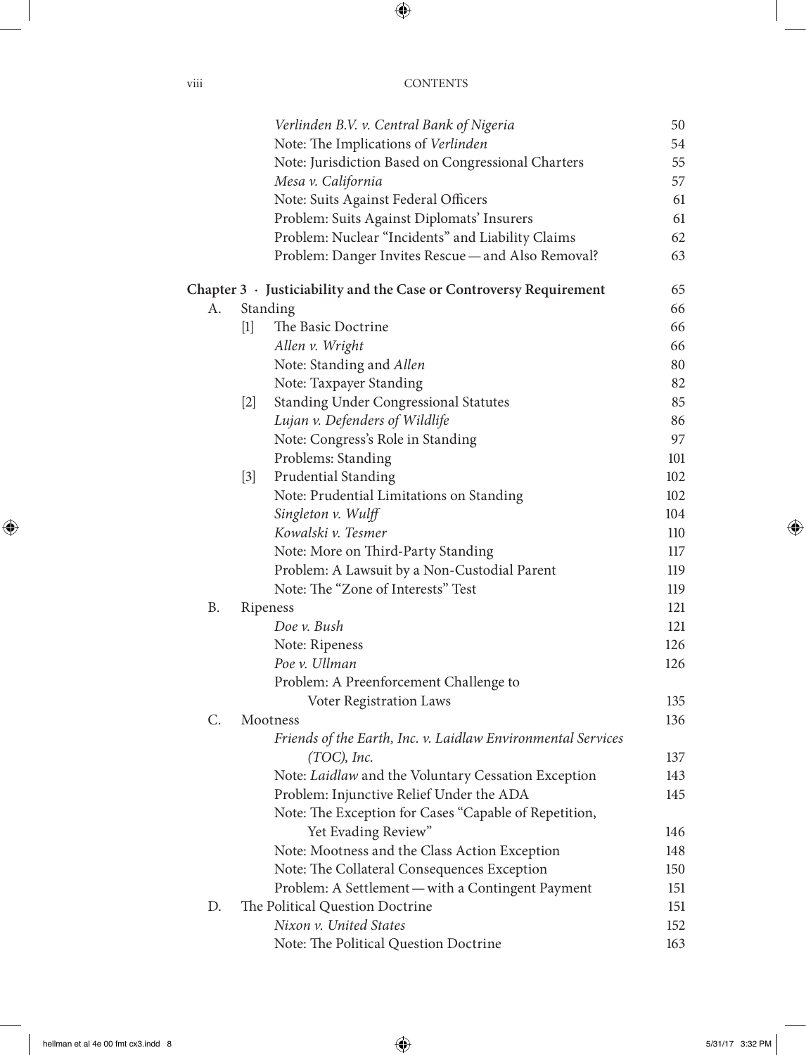| | | |
|---|---|---|
| | *Verlinden B.V. v. Central Bank of Nigeria* | 50 |
| | Note: The Implications of *Verlinden* | 54 |
| | Note: Jurisdiction Based on Congressional Charters | 55 |
| | *Mesa v. California* | 57 |
| | Note: Suits Against Federal Officers | 61 |
| | Problem: Suits Against Diplomats' Insurers | 61 |
| | Problem: Nuclear "Incidents" and Liability Claims | 62 |
| | Problem: Danger Invites Rescue — and Also Removal? | 63 |

**Chapter 3 · Justiciability and the Case or Controversy Requirement** — 65

- A. Standing — 66
  - [1] The Basic Doctrine — 66
    - *Allen v. Wright* — 66
    - Note: Standing and *Allen* — 80
    - Note: Taxpayer Standing — 82
  - [2] Standing Under Congressional Statutes — 85
    - *Lujan v. Defenders of Wildlife* — 86
    - Note: Congress's Role in Standing — 97
    - Problems: Standing — 101
  - [3] Prudential Standing — 102
    - Note: Prudential Limitations on Standing — 102
    - *Singleton v. Wulff* — 104
    - *Kowalski v. Tesmer* — 110
    - Note: More on Third-Party Standing — 117
    - Problem: A Lawsuit by a Non-Custodial Parent — 119
    - Note: The "Zone of Interests" Test — 119
- B. Ripeness — 121
  - *Doe v. Bush* — 121
  - Note: Ripeness — 126
  - *Poe v. Ullman* — 126
  - Problem: A Preenforcement Challenge to Voter Registration Laws — 135
- C. Mootness — 136
  - *Friends of the Earth, Inc. v. Laidlaw Environmental Services (TOC), Inc.* — 137
  - Note: *Laidlaw* and the Voluntary Cessation Exception — 143
  - Problem: Injunctive Relief Under the ADA — 145
  - Note: The Exception for Cases "Capable of Repetition, Yet Evading Review" — 146
  - Note: Mootness and the Class Action Exception — 148
  - Note: The Collateral Consequences Exception — 150
  - Problem: A Settlement — with a Contingent Payment — 151
- D. The Political Question Doctrine — 151
  - *Nixon v. United States* — 152
  - Note: The Political Question Doctrine — 163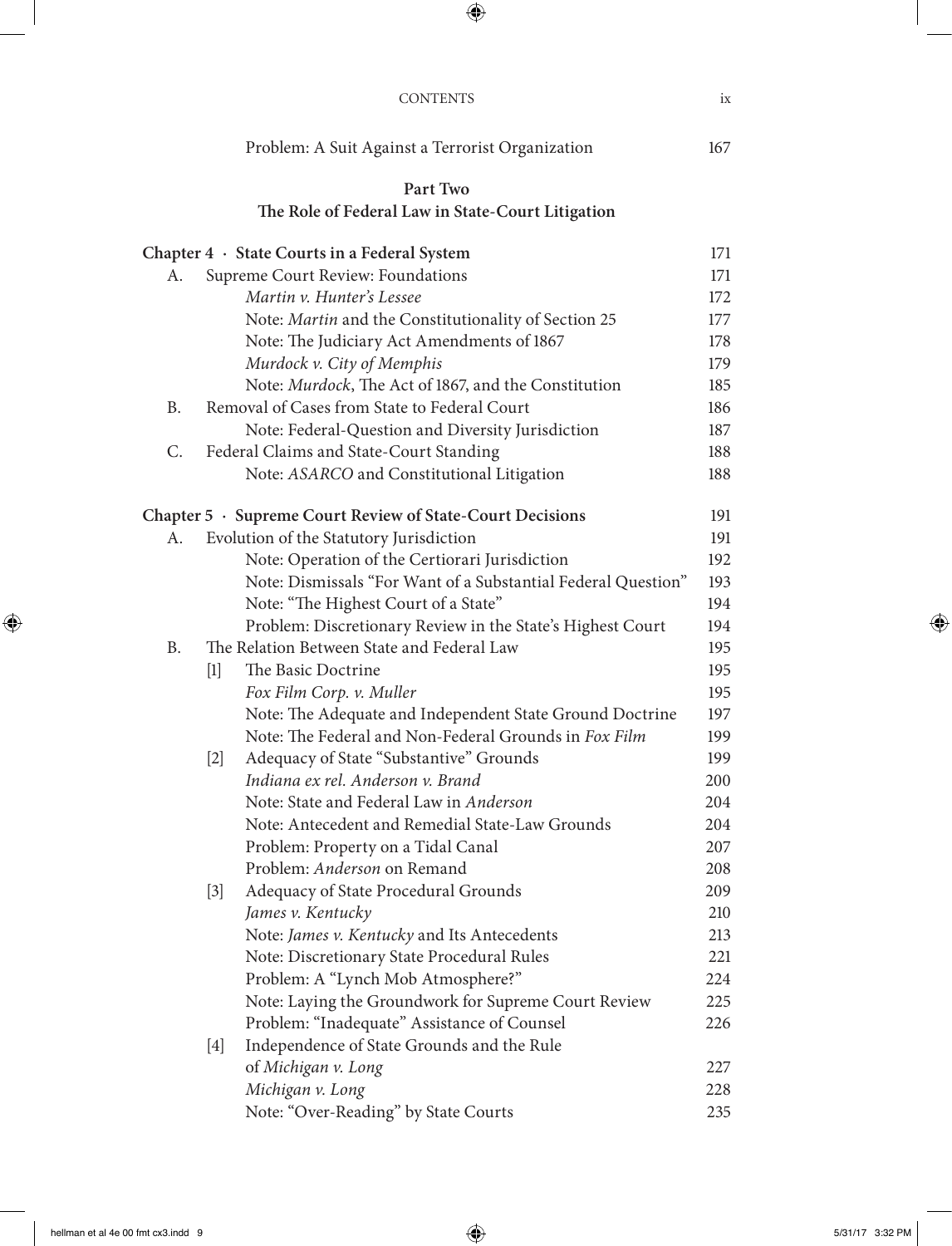Problem: A Suit Against a Terrorist Organization 167

## Part Two
## The Role of Federal Law in State-Court Litigation

**Chapter 4 · State Courts in a Federal System** 171

A. Supreme Court Review: Foundations 171

*Martin v. Hunter's Lessee* 172

Note: *Martin* and the Constitutionality of Section 25 177

Note: The Judiciary Act Amendments of 1867 178

*Murdock v. City of Memphis* 179

Note: *Murdock*, The Act of 1867, and the Constitution 185

B. Removal of Cases from State to Federal Court 186

Note: Federal-Question and Diversity Jurisdiction 187

C. Federal Claims and State-Court Standing 188

Note: *ASARCO* and Constitutional Litigation 188

**Chapter 5 · Supreme Court Review of State-Court Decisions** 191

A. Evolution of the Statutory Jurisdiction 191

Note: Operation of the Certiorari Jurisdiction 192

Note: Dismissals "For Want of a Substantial Federal Question" 193

Note: "The Highest Court of a State" 194

Problem: Discretionary Review in the State's Highest Court 194

B. The Relation Between State and Federal Law 195

[1] The Basic Doctrine 195

*Fox Film Corp. v. Muller* 195

Note: The Adequate and Independent State Ground Doctrine 197

Note: The Federal and Non-Federal Grounds in *Fox Film* 199

[2] Adequacy of State "Substantive" Grounds 199

*Indiana ex rel. Anderson v. Brand* 200

Note: State and Federal Law in *Anderson* 204

Note: Antecedent and Remedial State-Law Grounds 204

Problem: Property on a Tidal Canal 207

Problem: *Anderson* on Remand 208

[3] Adequacy of State Procedural Grounds 209

*James v. Kentucky* 210

Note: *James v. Kentucky* and Its Antecedents 213

Note: Discretionary State Procedural Rules 221

Problem: A "Lynch Mob Atmosphere?" 224

Note: Laying the Groundwork for Supreme Court Review 225

Problem: "Inadequate" Assistance of Counsel 226

[4] Independence of State Grounds and the Rule of *Michigan v. Long* 227

*Michigan v. Long* 228

Note: "Over-Reading" by State Courts 235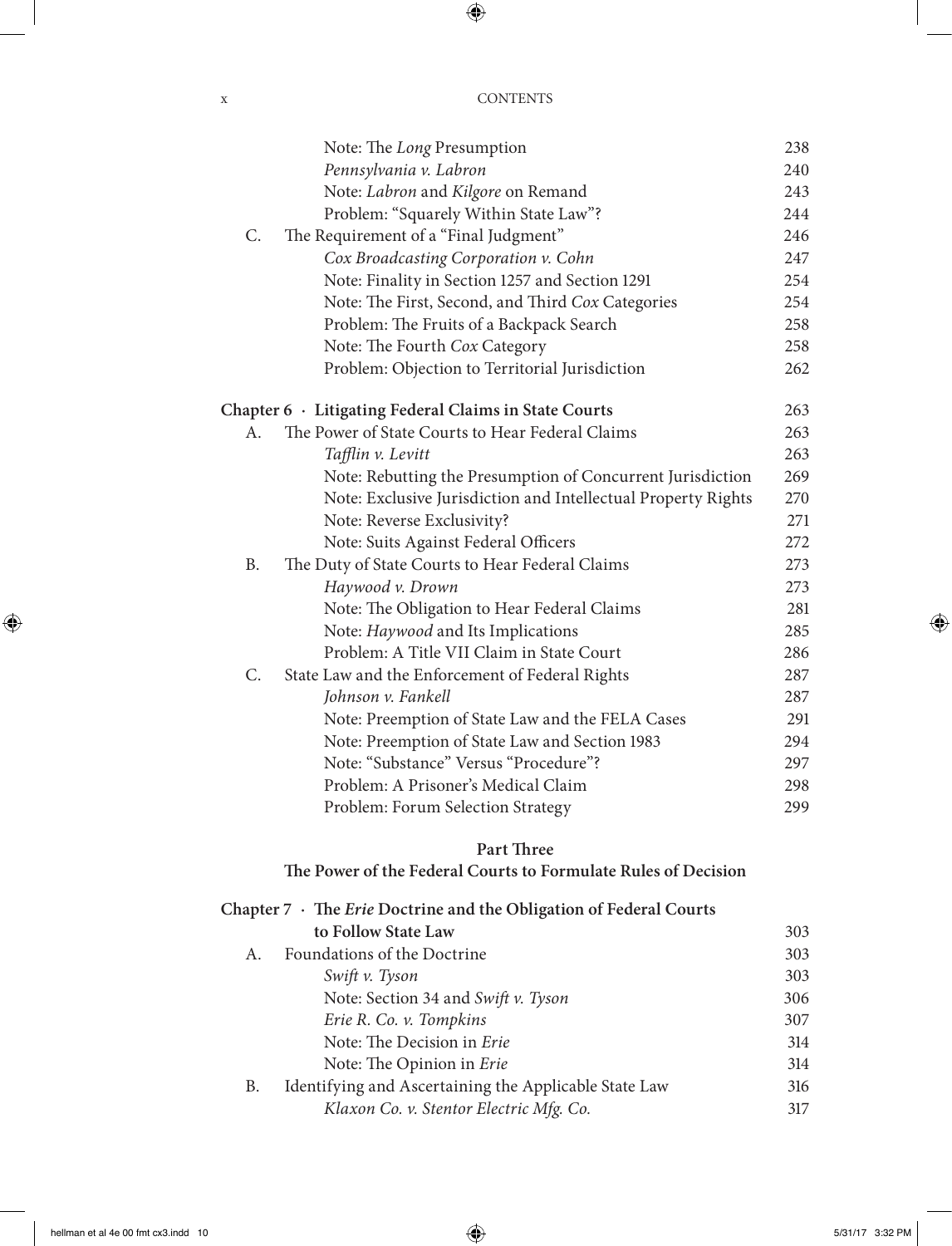| | | |
|---|---|---|
| | Note: The *Long* Presumption | 238 |
| | *Pennsylvania v. Labron* | 240 |
| | Note: *Labron* and *Kilgore* on Remand | 243 |
| | Problem: "Squarely Within State Law"? | 244 |
| C. | The Requirement of a "Final Judgment" | 246 |
| | *Cox Broadcasting Corporation v. Cohn* | 247 |
| | Note: Finality in Section 1257 and Section 1291 | 254 |
| | Note: The First, Second, and Third *Cox* Categories | 254 |
| | Problem: The Fruits of a Backpack Search | 258 |
| | Note: The Fourth *Cox* Category | 258 |
| | Problem: Objection to Territorial Jurisdiction | 262 |

**Chapter 6 · Litigating Federal Claims in State Courts** 263

| | | |
|---|---|---|
| A. | The Power of State Courts to Hear Federal Claims | 263 |
| | *Tafflin v. Levitt* | 263 |
| | Note: Rebutting the Presumption of Concurrent Jurisdiction | 269 |
| | Note: Exclusive Jurisdiction and Intellectual Property Rights | 270 |
| | Note: Reverse Exclusivity? | 271 |
| | Note: Suits Against Federal Officers | 272 |
| B. | The Duty of State Courts to Hear Federal Claims | 273 |
| | *Haywood v. Drown* | 273 |
| | Note: The Obligation to Hear Federal Claims | 281 |
| | Note: *Haywood* and Its Implications | 285 |
| | Problem: A Title VII Claim in State Court | 286 |
| C. | State Law and the Enforcement of Federal Rights | 287 |
| | *Johnson v. Fankell* | 287 |
| | Note: Preemption of State Law and the FELA Cases | 291 |
| | Note: Preemption of State Law and Section 1983 | 294 |
| | Note: "Substance" Versus "Procedure"? | 297 |
| | Problem: A Prisoner's Medical Claim | 298 |
| | Problem: Forum Selection Strategy | 299 |

## Part Three

## The Power of the Federal Courts to Formulate Rules of Decision

**Chapter 7 · The *Erie* Doctrine and the Obligation of Federal Courts to Follow State Law** 303

| | | |
|---|---|---|
| A. | Foundations of the Doctrine | 303 |
| | *Swift v. Tyson* | 303 |
| | Note: Section 34 and *Swift v. Tyson* | 306 |
| | *Erie R. Co. v. Tompkins* | 307 |
| | Note: The Decision in *Erie* | 314 |
| | Note: The Opinion in *Erie* | 314 |
| B. | Identifying and Ascertaining the Applicable State Law | 316 |
| | *Klaxon Co. v. Stentor Electric Mfg. Co.* | 317 |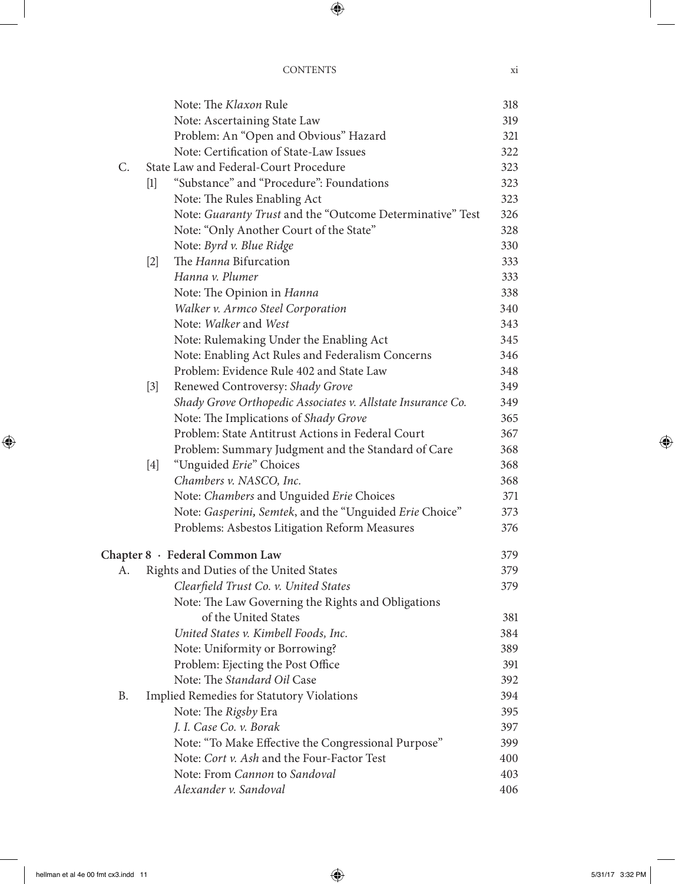Note: The *Klaxon* Rule 318
Note: Ascertaining State Law 319
Problem: An "Open and Obvious" Hazard 321
Note: Certification of State-Law Issues 322

C. State Law and Federal-Court Procedure 323

[1] "Substance" and "Procedure": Foundations 323
Note: The Rules Enabling Act 323
Note: *Guaranty Trust* and the "Outcome Determinative" Test 326
Note: "Only Another Court of the State" 328
Note: *Byrd v. Blue Ridge* 330

[2] The *Hanna* Bifurcation 333
*Hanna v. Plumer* 333
Note: The Opinion in *Hanna* 338
*Walker v. Armco Steel Corporation* 340
Note: *Walker* and *West* 343
Note: Rulemaking Under the Enabling Act 345
Note: Enabling Act Rules and Federalism Concerns 346
Problem: Evidence Rule 402 and State Law 348

[3] Renewed Controversy: *Shady Grove* 349
*Shady Grove Orthopedic Associates v. Allstate Insurance Co.* 349
Note: The Implications of *Shady Grove* 365
Problem: State Antitrust Actions in Federal Court 367
Problem: Summary Judgment and the Standard of Care 368

[4] "Unguided *Erie*" Choices 368
*Chambers v. NASCO, Inc.* 368
Note: *Chambers* and Unguided *Erie* Choices 371
Note: *Gasperini*, *Semtek*, and the "Unguided *Erie* Choice" 373
Problems: Asbestos Litigation Reform Measures 376

**Chapter 8 · Federal Common Law** 379

A. Rights and Duties of the United States 379
*Clearfield Trust Co. v. United States* 379
Note: The Law Governing the Rights and Obligations of the United States 381
*United States v. Kimbell Foods, Inc.* 384
Note: Uniformity or Borrowing? 389
Problem: Ejecting the Post Office 391
Note: The *Standard Oil* Case 392

B. Implied Remedies for Statutory Violations 394
Note: The *Rigsby* Era 395
*J. I. Case Co. v. Borak* 397
Note: "To Make Effective the Congressional Purpose" 399
Note: *Cort v. Ash* and the Four-Factor Test 400
Note: From *Cannon* to *Sandoval* 403
*Alexander v. Sandoval* 406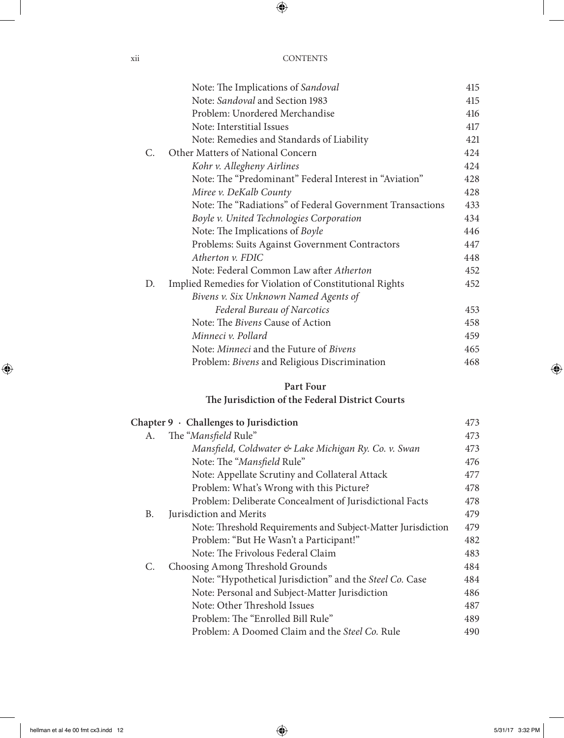Note: The Implications of *Sandoval* 415
Note: *Sandoval* and Section 1983 415
Problem: Unordered Merchandise 416
Note: Interstitial Issues 417
Note: Remedies and Standards of Liability 421

C. Other Matters of National Concern 424
*Kohr v. Allegheny Airlines* 424
Note: The "Predominant" Federal Interest in "Aviation" 428
*Miree v. DeKalb County* 428
Note: The "Radiations" of Federal Government Transactions 433
*Boyle v. United Technologies Corporation* 434
Note: The Implications of *Boyle* 446
Problems: Suits Against Government Contractors 447
*Atherton v. FDIC* 448
Note: Federal Common Law after *Atherton* 452

D. Implied Remedies for Violation of Constitutional Rights 452
*Bivens v. Six Unknown Named Agents of Federal Bureau of Narcotics* 453
Note: The *Bivens* Cause of Action 458
*Minneci v. Pollard* 459
Note: *Minneci* and the Future of *Bivens* 465
Problem: *Bivens* and Religious Discrimination 468

## Part Four
## The Jurisdiction of the Federal District Courts

**Chapter 9 · Challenges to Jurisdiction** 473

A. The "*Mansfield* Rule" 473
*Mansfield, Coldwater & Lake Michigan Ry. Co. v. Swan* 473
Note: The "*Mansfield* Rule" 476
Note: Appellate Scrutiny and Collateral Attack 477
Problem: What's Wrong with this Picture? 478
Problem: Deliberate Concealment of Jurisdictional Facts 478

B. Jurisdiction and Merits 479
Note: Threshold Requirements and Subject-Matter Jurisdiction 479
Problem: "But He Wasn't a Participant!" 482
Note: The Frivolous Federal Claim 483

C. Choosing Among Threshold Grounds 484
Note: "Hypothetical Jurisdiction" and the *Steel Co.* Case 484
Note: Personal and Subject-Matter Jurisdiction 486
Note: Other Threshold Issues 487
Problem: The "Enrolled Bill Rule" 489
Problem: A Doomed Claim and the *Steel Co.* Rule 490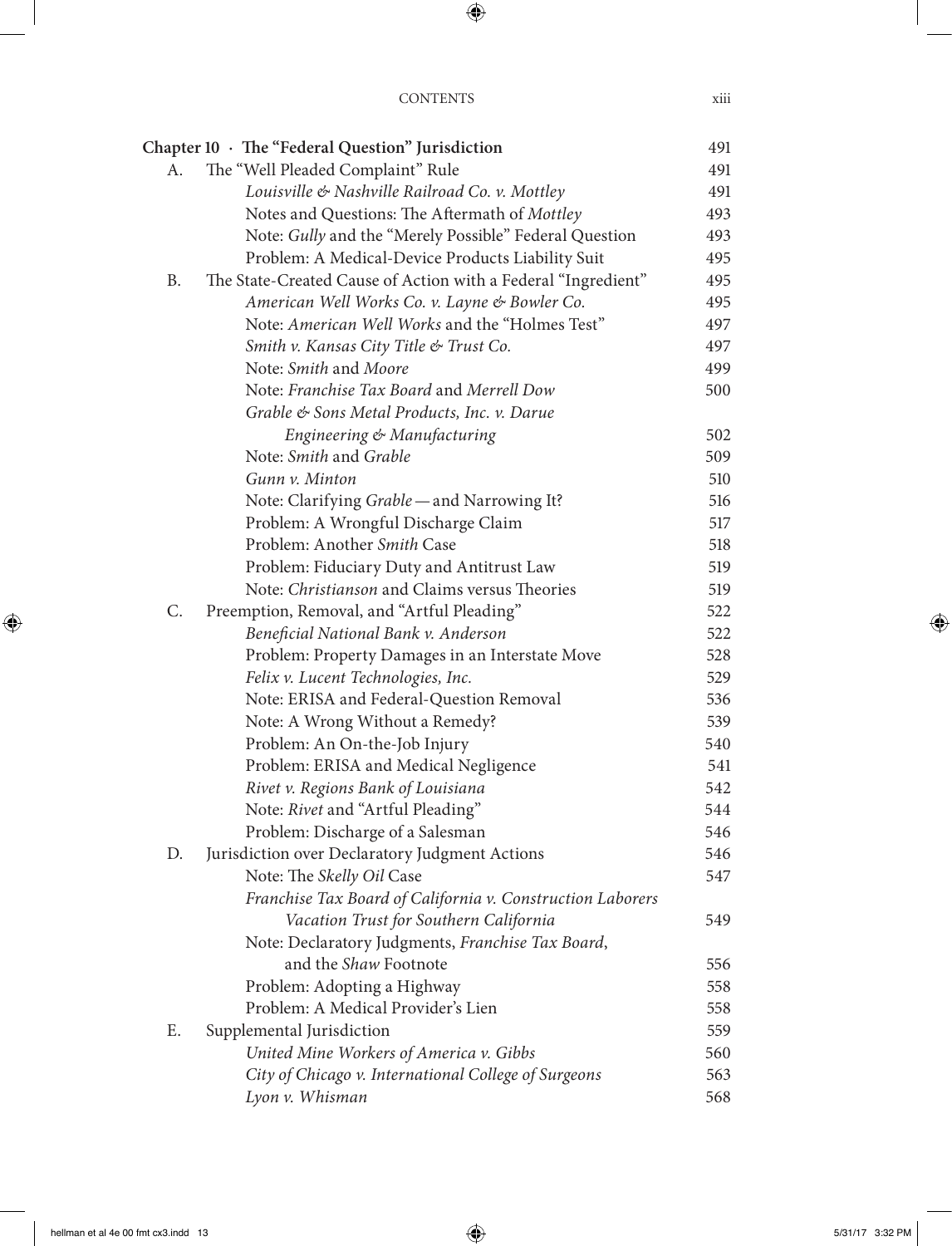**Chapter 10 · The "Federal Question" Jurisdiction** 491

A. The "Well Pleaded Complaint" Rule 491
- *Louisville & Nashville Railroad Co. v. Mottley* 491
- Notes and Questions: The Aftermath of *Mottley* 493
- Note: *Gully* and the "Merely Possible" Federal Question 493
- Problem: A Medical-Device Products Liability Suit 495

B. The State-Created Cause of Action with a Federal "Ingredient" 495
- *American Well Works Co. v. Layne & Bowler Co.* 495
- Note: *American Well Works* and the "Holmes Test" 497
- *Smith v. Kansas City Title & Trust Co.* 497
- Note: *Smith* and *Moore* 499
- Note: *Franchise Tax Board* and *Merrell Dow* 500
- *Grable & Sons Metal Products, Inc. v. Darue Engineering & Manufacturing* 502
- Note: *Smith* and *Grable* 509
- *Gunn v. Minton* 510
- Note: Clarifying *Grable* — and Narrowing It? 516
- Problem: A Wrongful Discharge Claim 517
- Problem: Another *Smith* Case 518
- Problem: Fiduciary Duty and Antitrust Law 519
- Note: *Christianson* and Claims versus Theories 519

C. Preemption, Removal, and "Artful Pleading" 522
- *Beneficial National Bank v. Anderson* 522
- Problem: Property Damages in an Interstate Move 528
- *Felix v. Lucent Technologies, Inc.* 529
- Note: ERISA and Federal-Question Removal 536
- Note: A Wrong Without a Remedy? 539
- Problem: An On-the-Job Injury 540
- Problem: ERISA and Medical Negligence 541
- *Rivet v. Regions Bank of Louisiana* 542
- Note: *Rivet* and "Artful Pleading" 544
- Problem: Discharge of a Salesman 546

D. Jurisdiction over Declaratory Judgment Actions 546
- Note: The *Skelly Oil* Case 547
- *Franchise Tax Board of California v. Construction Laborers Vacation Trust for Southern California* 549
- Note: Declaratory Judgments, *Franchise Tax Board*, and the *Shaw* Footnote 556
- Problem: Adopting a Highway 558
- Problem: A Medical Provider's Lien 558

E. Supplemental Jurisdiction 559
- *United Mine Workers of America v. Gibbs* 560
- *City of Chicago v. International College of Surgeons* 563
- *Lyon v. Whisman* 568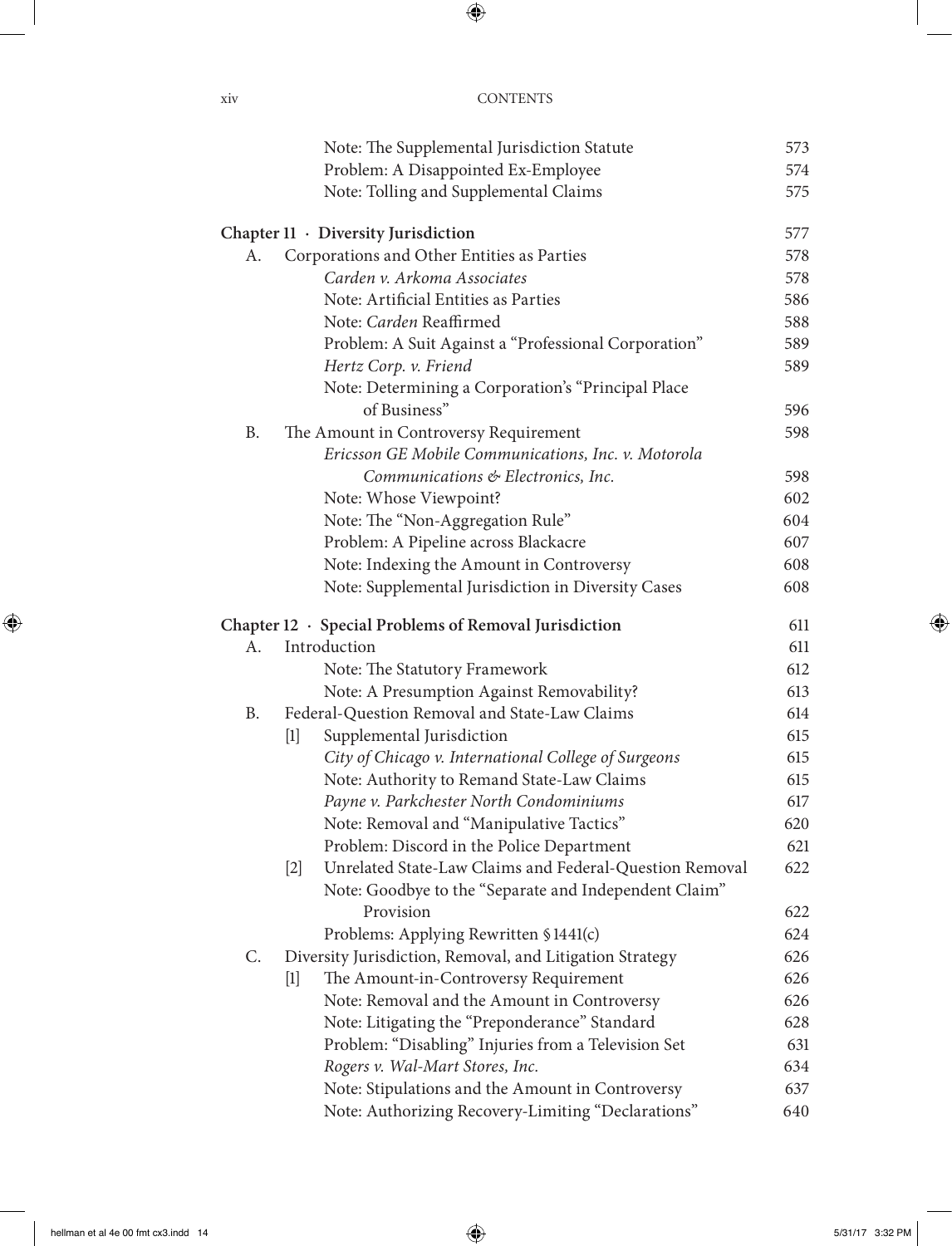| | |
|---|---|
| Note: The Supplemental Jurisdiction Statute | 573 |
| Problem: A Disappointed Ex-Employee | 574 |
| Note: Tolling and Supplemental Claims | 575 |
| **Chapter 11 · Diversity Jurisdiction** | 577 |
| A. Corporations and Other Entities as Parties | 578 |
| *Carden v. Arkoma Associates* | 578 |
| Note: Artificial Entities as Parties | 586 |
| Note: *Carden* Reaffirmed | 588 |
| Problem: A Suit Against a "Professional Corporation" | 589 |
| *Hertz Corp. v. Friend* | 589 |
| Note: Determining a Corporation's "Principal Place of Business" | 596 |
| B. The Amount in Controversy Requirement | 598 |
| *Ericsson GE Mobile Communications, Inc. v. Motorola Communications & Electronics, Inc.* | 598 |
| Note: Whose Viewpoint? | 602 |
| Note: The "Non-Aggregation Rule" | 604 |
| Problem: A Pipeline across Blackacre | 607 |
| Note: Indexing the Amount in Controversy | 608 |
| Note: Supplemental Jurisdiction in Diversity Cases | 608 |
| **Chapter 12 · Special Problems of Removal Jurisdiction** | 611 |
| A. Introduction | 611 |
| Note: The Statutory Framework | 612 |
| Note: A Presumption Against Removability? | 613 |
| B. Federal-Question Removal and State-Law Claims | 614 |
| [1] Supplemental Jurisdiction | 615 |
| *City of Chicago v. International College of Surgeons* | 615 |
| Note: Authority to Remand State-Law Claims | 615 |
| *Payne v. Parkchester North Condominiums* | 617 |
| Note: Removal and "Manipulative Tactics" | 620 |
| Problem: Discord in the Police Department | 621 |
| [2] Unrelated State-Law Claims and Federal-Question Removal | 622 |
| Note: Goodbye to the "Separate and Independent Claim" Provision | 622 |
| Problems: Applying Rewritten §1441(c) | 624 |
| C. Diversity Jurisdiction, Removal, and Litigation Strategy | 626 |
| [1] The Amount-in-Controversy Requirement | 626 |
| Note: Removal and the Amount in Controversy | 626 |
| Note: Litigating the "Preponderance" Standard | 628 |
| Problem: "Disabling" Injuries from a Television Set | 631 |
| *Rogers v. Wal-Mart Stores, Inc.* | 634 |
| Note: Stipulations and the Amount in Controversy | 637 |
| Note: Authorizing Recovery-Limiting "Declarations" | 640 |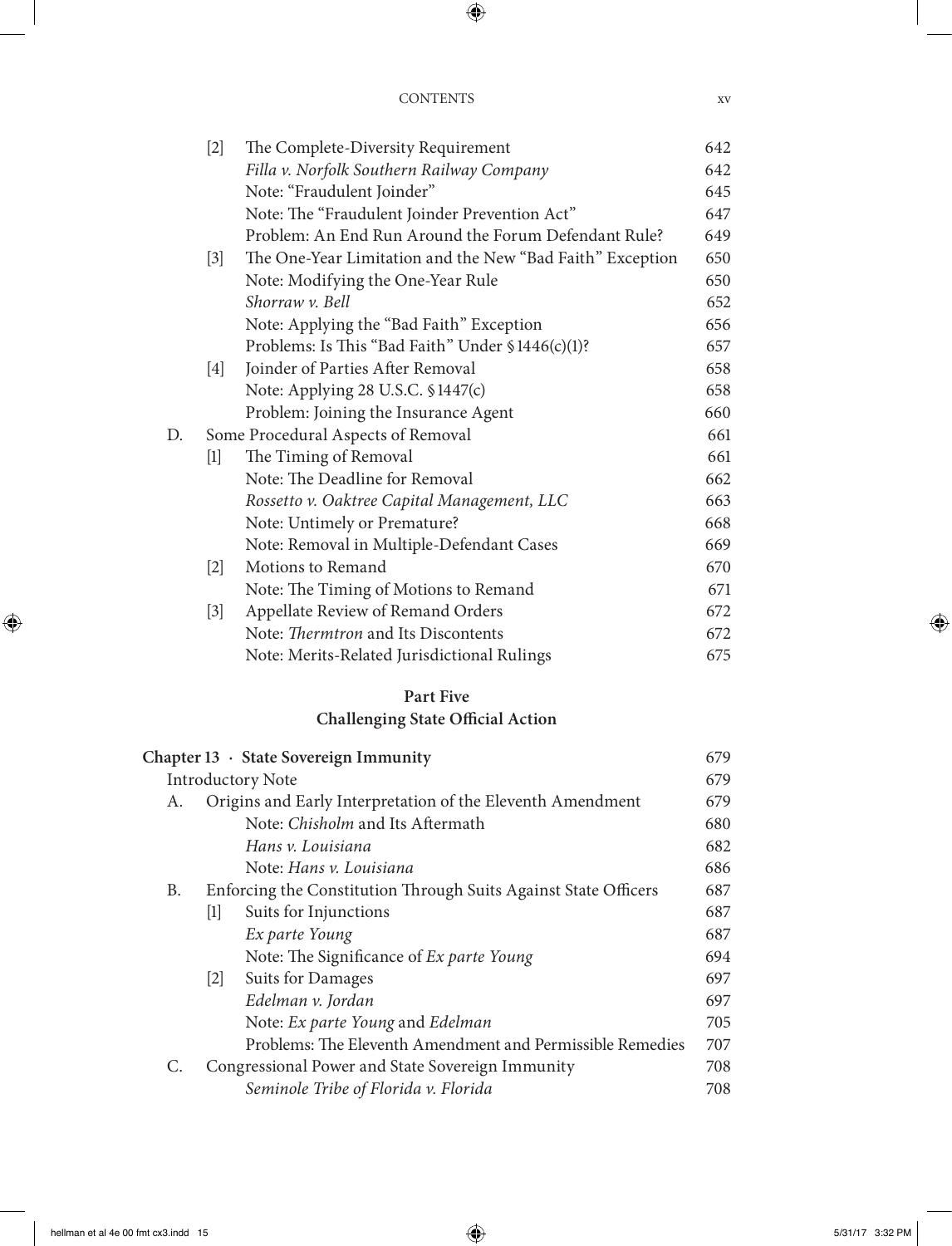| | | | |
|---|---|---|---|
| | [2] | The Complete-Diversity Requirement | 642 |
| | | *Filla v. Norfolk Southern Railway Company* | 642 |
| | | Note: "Fraudulent Joinder" | 645 |
| | | Note: The "Fraudulent Joinder Prevention Act" | 647 |
| | | Problem: An End Run Around the Forum Defendant Rule? | 649 |
| | [3] | The One-Year Limitation and the New "Bad Faith" Exception | 650 |
| | | Note: Modifying the One-Year Rule | 650 |
| | | *Shorraw v. Bell* | 652 |
| | | Note: Applying the "Bad Faith" Exception | 656 |
| | | Problems: Is This "Bad Faith" Under § 1446(c)(1)? | 657 |
| | [4] | Joinder of Parties After Removal | 658 |
| | | Note: Applying 28 U.S.C. § 1447(c) | 658 |
| | | Problem: Joining the Insurance Agent | 660 |
| D. | | Some Procedural Aspects of Removal | 661 |
| | [1] | The Timing of Removal | 661 |
| | | Note: The Deadline for Removal | 662 |
| | | *Rossetto v. Oaktree Capital Management, LLC* | 663 |
| | | Note: Untimely or Premature? | 668 |
| | | Note: Removal in Multiple-Defendant Cases | 669 |
| | [2] | Motions to Remand | 670 |
| | | Note: The Timing of Motions to Remand | 671 |
| | [3] | Appellate Review of Remand Orders | 672 |
| | | Note: *Thermtron* and Its Discontents | 672 |
| | | Note: Merits-Related Jurisdictional Rulings | 675 |

## Part Five
## Challenging State Official Action

| | | | |
|---|---|---|---|
| **Chapter 13 · State Sovereign Immunity** | | | 679 |
| Introductory Note | | | 679 |
| A. | | Origins and Early Interpretation of the Eleventh Amendment | 679 |
| | | Note: *Chisholm* and Its Aftermath | 680 |
| | | *Hans v. Louisiana* | 682 |
| | | Note: *Hans v. Louisiana* | 686 |
| B. | | Enforcing the Constitution Through Suits Against State Officers | 687 |
| | [1] | Suits for Injunctions | 687 |
| | | *Ex parte Young* | 687 |
| | | Note: The Significance of *Ex parte Young* | 694 |
| | [2] | Suits for Damages | 697 |
| | | *Edelman v. Jordan* | 697 |
| | | Note: *Ex parte Young* and *Edelman* | 705 |
| | | Problems: The Eleventh Amendment and Permissible Remedies | 707 |
| C. | | Congressional Power and State Sovereign Immunity | 708 |
| | | *Seminole Tribe of Florida v. Florida* | 708 |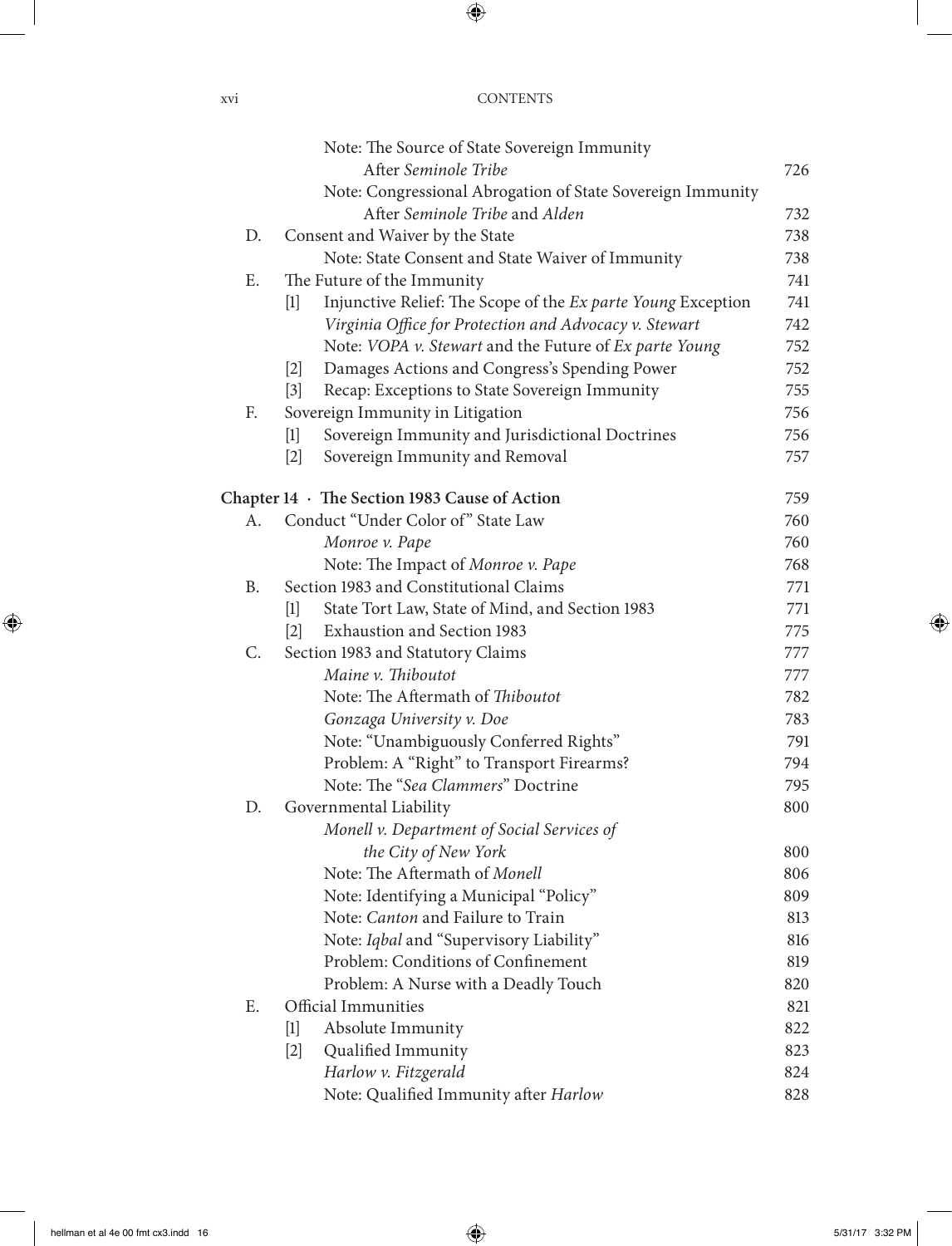| | | | |
|---|---|---|---|
| | | Note: The Source of State Sovereign Immunity After *Seminole Tribe* | 726 |
| | | Note: Congressional Abrogation of State Sovereign Immunity After *Seminole Tribe* and *Alden* | 732 |
| D. | Consent and Waiver by the State | | 738 |
| | | Note: State Consent and State Waiver of Immunity | 738 |
| E. | The Future of the Immunity | | 741 |
| | [1] | Injunctive Relief: The Scope of the *Ex parte Young* Exception | 741 |
| | | *Virginia Office for Protection and Advocacy v. Stewart* | 742 |
| | | Note: *VOPA v. Stewart* and the Future of *Ex parte Young* | 752 |
| | [2] | Damages Actions and Congress's Spending Power | 752 |
| | [3] | Recap: Exceptions to State Sovereign Immunity | 755 |
| F. | Sovereign Immunity in Litigation | | 756 |
| | [1] | Sovereign Immunity and Jurisdictional Doctrines | 756 |
| | [2] | Sovereign Immunity and Removal | 757 |

**Chapter 14 · The Section 1983 Cause of Action** — 759

| | | | |
|---|---|---|---|
| A. | Conduct "Under Color of" State Law | | 760 |
| | | *Monroe v. Pape* | 760 |
| | | Note: The Impact of *Monroe v. Pape* | 768 |
| B. | Section 1983 and Constitutional Claims | | 771 |
| | [1] | State Tort Law, State of Mind, and Section 1983 | 771 |
| | [2] | Exhaustion and Section 1983 | 775 |
| C. | Section 1983 and Statutory Claims | | 777 |
| | | *Maine v. Thiboutot* | 777 |
| | | Note: The Aftermath of *Thiboutot* | 782 |
| | | *Gonzaga University v. Doe* | 783 |
| | | Note: "Unambiguously Conferred Rights" | 791 |
| | | Problem: A "Right" to Transport Firearms? | 794 |
| | | Note: The "*Sea Clammers*" Doctrine | 795 |
| D. | Governmental Liability | | 800 |
| | | *Monell v. Department of Social Services of the City of New York* | 800 |
| | | Note: The Aftermath of *Monell* | 806 |
| | | Note: Identifying a Municipal "Policy" | 809 |
| | | Note: *Canton* and Failure to Train | 813 |
| | | Note: *Iqbal* and "Supervisory Liability" | 816 |
| | | Problem: Conditions of Confinement | 819 |
| | | Problem: A Nurse with a Deadly Touch | 820 |
| E. | Official Immunities | | 821 |
| | [1] | Absolute Immunity | 822 |
| | [2] | Qualified Immunity | 823 |
| | | *Harlow v. Fitzgerald* | 824 |
| | | Note: Qualified Immunity after *Harlow* | 828 |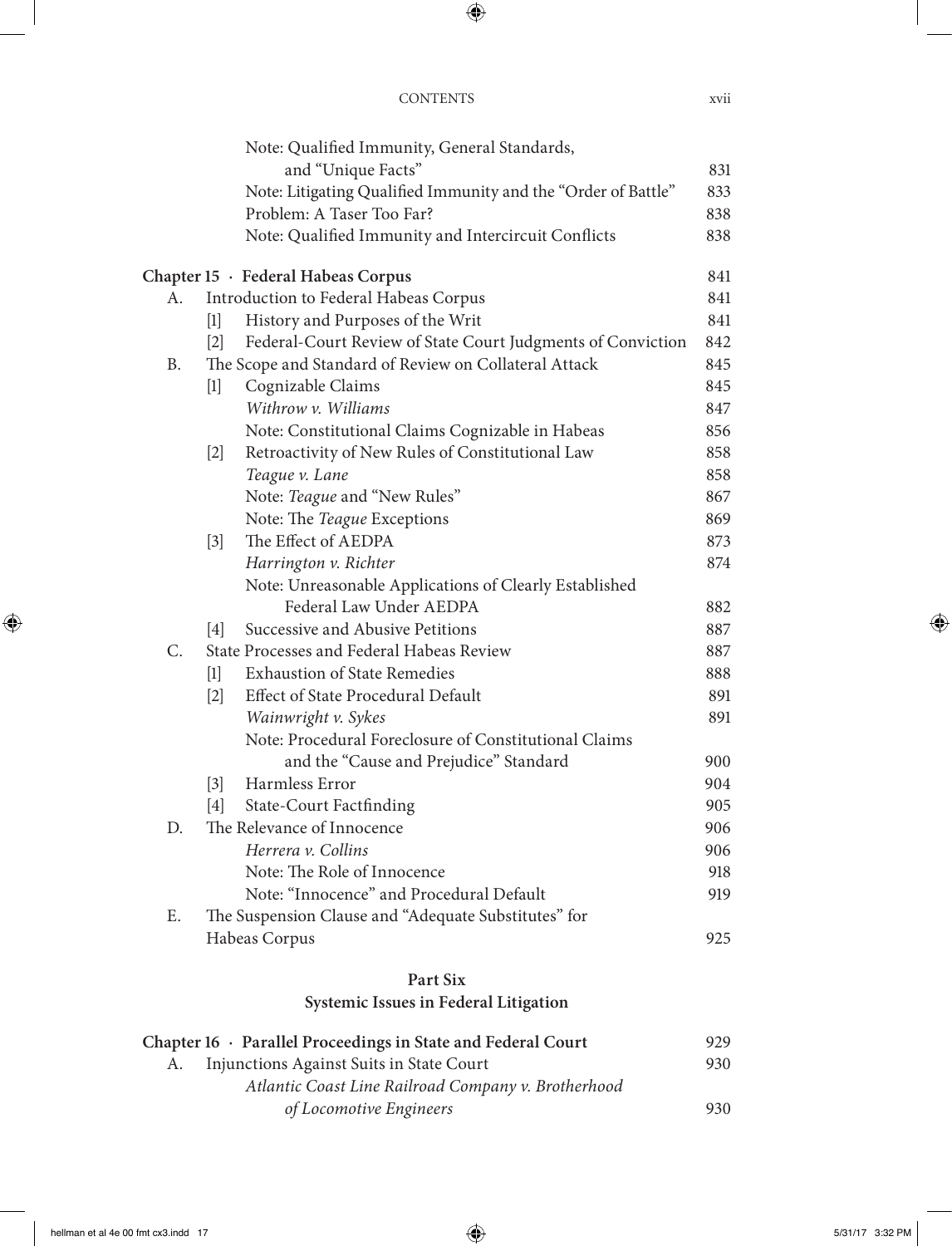Note: Qualified Immunity, General Standards, and "Unique Facts" 831
Note: Litigating Qualified Immunity and the "Order of Battle" 833
Problem: A Taser Too Far? 838
Note: Qualified Immunity and Intercircuit Conflicts 838

**Chapter 15 · Federal Habeas Corpus** 841

A. Introduction to Federal Habeas Corpus 841
 [1] History and Purposes of the Writ 841
 [2] Federal-Court Review of State Court Judgments of Conviction 842

B. The Scope and Standard of Review on Collateral Attack 845
 [1] Cognizable Claims 845
  *Withrow v. Williams* 847
  Note: Constitutional Claims Cognizable in Habeas 856
 [2] Retroactivity of New Rules of Constitutional Law 858
  *Teague v. Lane* 858
  Note: *Teague* and "New Rules" 867
  Note: The *Teague* Exceptions 869
 [3] The Effect of AEDPA 873
  *Harrington v. Richter* 874
  Note: Unreasonable Applications of Clearly Established Federal Law Under AEDPA 882
 [4] Successive and Abusive Petitions 887

C. State Processes and Federal Habeas Review 887
 [1] Exhaustion of State Remedies 888
 [2] Effect of State Procedural Default 891
  *Wainwright v. Sykes* 891
  Note: Procedural Foreclosure of Constitutional Claims and the "Cause and Prejudice" Standard 900
 [3] Harmless Error 904
 [4] State-Court Factfinding 905

D. The Relevance of Innocence 906
  *Herrera v. Collins* 906
  Note: The Role of Innocence 918
  Note: "Innocence" and Procedural Default 919

E. The Suspension Clause and "Adequate Substitutes" for Habeas Corpus 925

## Part Six
## Systemic Issues in Federal Litigation

**Chapter 16 · Parallel Proceedings in State and Federal Court** 929

A. Injunctions Against Suits in State Court 930
  *Atlantic Coast Line Railroad Company v. Brotherhood of Locomotive Engineers* 930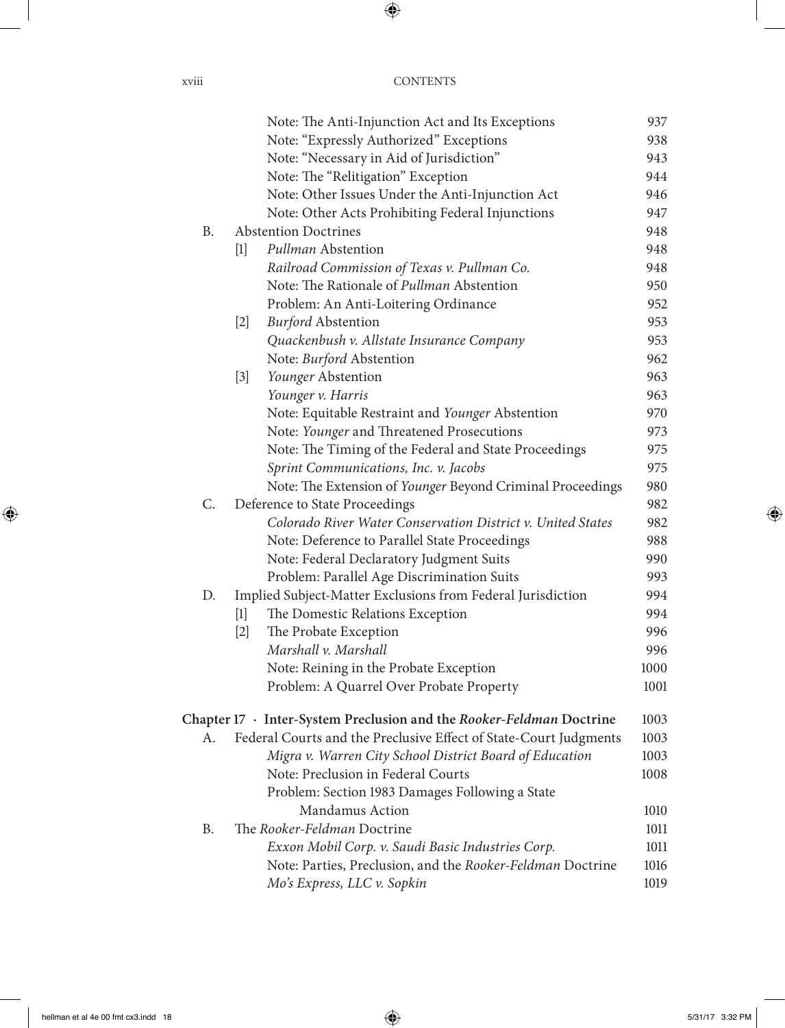Note: The Anti-Injunction Act and Its Exceptions 937
Note: "Expressly Authorized" Exceptions 938
Note: "Necessary in Aid of Jurisdiction" 943
Note: The "Relitigation" Exception 944
Note: Other Issues Under the Anti-Injunction Act 946
Note: Other Acts Prohibiting Federal Injunctions 947

B. Abstention Doctrines 948

[1] *Pullman* Abstention 948
*Railroad Commission of Texas v. Pullman Co.* 948
Note: The Rationale of *Pullman* Abstention 950
Problem: An Anti-Loitering Ordinance 952

[2] *Burford* Abstention 953
*Quackenbush v. Allstate Insurance Company* 953
Note: *Burford* Abstention 962

[3] *Younger* Abstention 963
*Younger v. Harris* 963
Note: Equitable Restraint and *Younger* Abstention 970
Note: *Younger* and Threatened Prosecutions 973
Note: The Timing of the Federal and State Proceedings 975
*Sprint Communications, Inc. v. Jacobs* 975
Note: The Extension of *Younger* Beyond Criminal Proceedings 980

C. Deference to State Proceedings 982
*Colorado River Water Conservation District v. United States* 982
Note: Deference to Parallel State Proceedings 988
Note: Federal Declaratory Judgment Suits 990
Problem: Parallel Age Discrimination Suits 993

D. Implied Subject-Matter Exclusions from Federal Jurisdiction 994

[1] The Domestic Relations Exception 994

[2] The Probate Exception 996
*Marshall v. Marshall* 996
Note: Reining in the Probate Exception 1000
Problem: A Quarrel Over Probate Property 1001

**Chapter 17 · Inter-System Preclusion and the *Rooker-Feldman* Doctrine** 1003

A. Federal Courts and the Preclusive Effect of State-Court Judgments 1003
*Migra v. Warren City School District Board of Education* 1003
Note: Preclusion in Federal Courts 1008
Problem: Section 1983 Damages Following a State Mandamus Action 1010

B. The *Rooker-Feldman* Doctrine 1011
*Exxon Mobil Corp. v. Saudi Basic Industries Corp.* 1011
Note: Parties, Preclusion, and the *Rooker-Feldman* Doctrine 1016
*Mo's Express, LLC v. Sopkin* 1019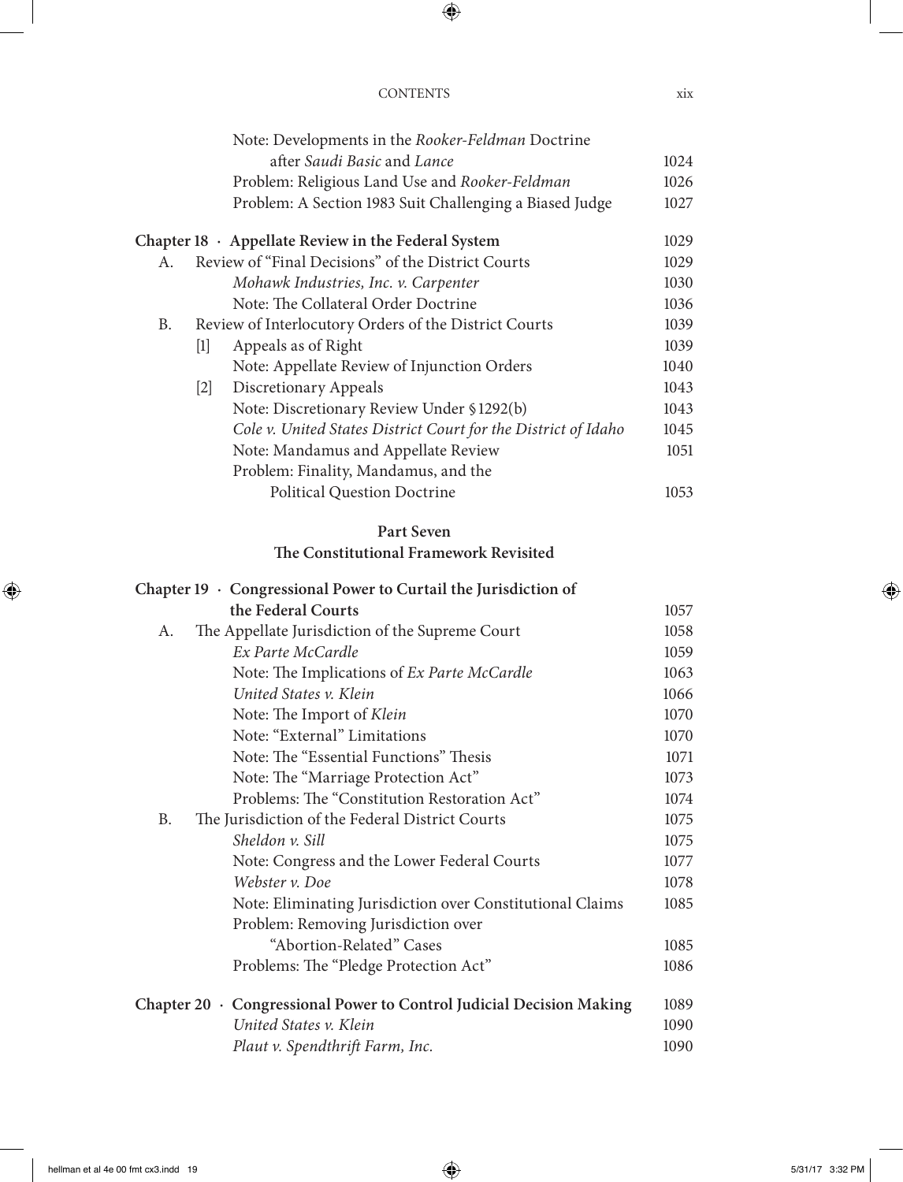Note: Developments in the *Rooker-Feldman* Doctrine after *Saudi Basic* and *Lance* 1024
Problem: Religious Land Use and *Rooker-Feldman* 1026
Problem: A Section 1983 Suit Challenging a Biased Judge 1027

**Chapter 18 · Appellate Review in the Federal System** 1029

A. Review of "Final Decisions" of the District Courts 1029
*Mohawk Industries, Inc. v. Carpenter* 1030
Note: The Collateral Order Doctrine 1036

B. Review of Interlocutory Orders of the District Courts 1039
[1] Appeals as of Right 1039
Note: Appellate Review of Injunction Orders 1040
[2] Discretionary Appeals 1043
Note: Discretionary Review Under §1292(b) 1043
*Cole v. United States District Court for the District of Idaho* 1045
Note: Mandamus and Appellate Review 1051
Problem: Finality, Mandamus, and the Political Question Doctrine 1053

## Part Seven
## The Constitutional Framework Revisited

**Chapter 19 · Congressional Power to Curtail the Jurisdiction of the Federal Courts** 1057

A. The Appellate Jurisdiction of the Supreme Court 1058
*Ex Parte McCardle* 1059
Note: The Implications of *Ex Parte McCardle* 1063
*United States v. Klein* 1066
Note: The Import of *Klein* 1070
Note: "External" Limitations 1070
Note: The "Essential Functions" Thesis 1071
Note: The "Marriage Protection Act" 1073
Problems: The "Constitution Restoration Act" 1074

B. The Jurisdiction of the Federal District Courts 1075
*Sheldon v. Sill* 1075
Note: Congress and the Lower Federal Courts 1077
*Webster v. Doe* 1078
Note: Eliminating Jurisdiction over Constitutional Claims 1085
Problem: Removing Jurisdiction over "Abortion-Related" Cases 1085
Problems: The "Pledge Protection Act" 1086

**Chapter 20 · Congressional Power to Control Judicial Decision Making** 1089
*United States v. Klein* 1090
*Plaut v. Spendthrift Farm, Inc.* 1090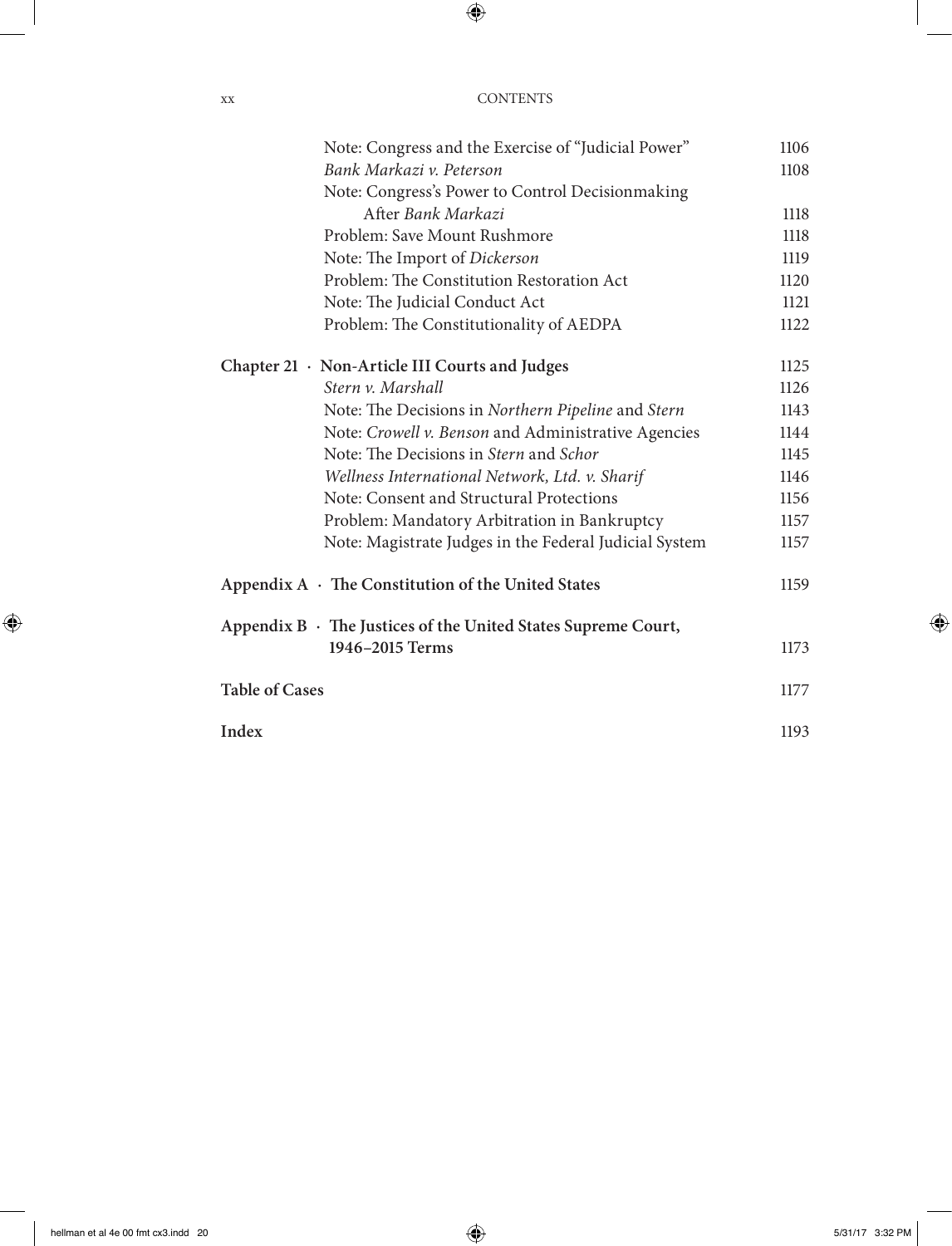| | |
|---|---|
| Note: Congress and the Exercise of "Judicial Power" | 1106 |
| *Bank Markazi v. Peterson* | 1108 |
| Note: Congress's Power to Control Decisionmaking After *Bank Markazi* | 1118 |
| Problem: Save Mount Rushmore | 1118 |
| Note: The Import of *Dickerson* | 1119 |
| Problem: The Constitution Restoration Act | 1120 |
| Note: The Judicial Conduct Act | 1121 |
| Problem: The Constitutionality of AEDPA | 1122 |

**Chapter 21 · Non-Article III Courts and Judges** 1125

| | |
|---|---|
| *Stern v. Marshall* | 1126 |
| Note: The Decisions in *Northern Pipeline* and *Stern* | 1143 |
| Note: *Crowell v. Benson* and Administrative Agencies | 1144 |
| Note: The Decisions in *Stern* and *Schor* | 1145 |
| *Wellness International Network, Ltd. v. Sharif* | 1146 |
| Note: Consent and Structural Protections | 1156 |
| Problem: Mandatory Arbitration in Bankruptcy | 1157 |
| Note: Magistrate Judges in the Federal Judicial System | 1157 |

**Appendix A · The Constitution of the United States** 1159

**Appendix B · The Justices of the United States Supreme Court, 1946–2015 Terms** 1173

**Table of Cases** 1177

**Index** 1193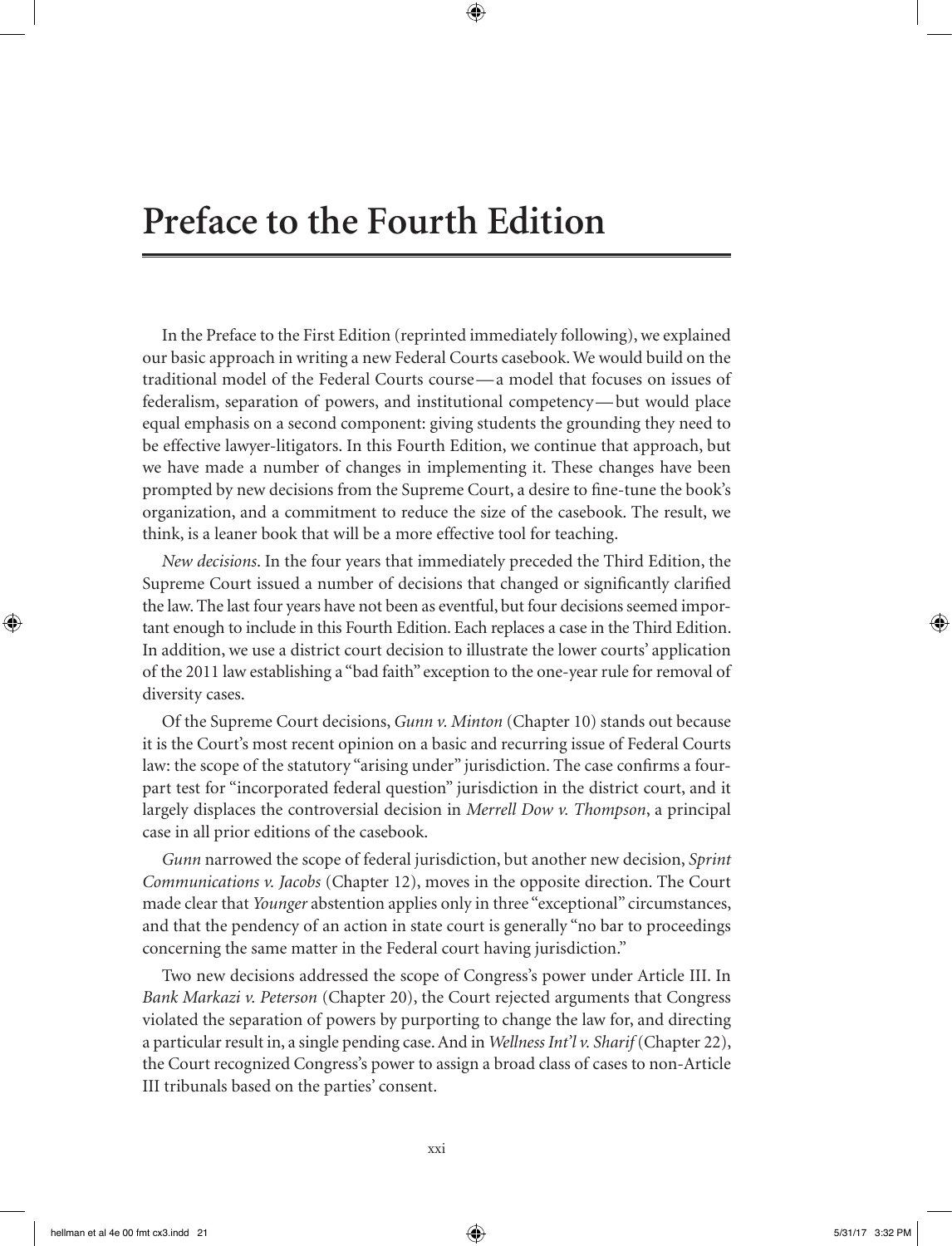# Preface to the Fourth Edition

In the Preface to the First Edition (reprinted immediately following), we explained our basic approach in writing a new Federal Courts casebook. We would build on the traditional model of the Federal Courts course — a model that focuses on issues of federalism, separation of powers, and institutional competency — but would place equal emphasis on a second component: giving students the grounding they need to be effective lawyer-litigators. In this Fourth Edition, we continue that approach, but we have made a number of changes in implementing it. These changes have been prompted by new decisions from the Supreme Court, a desire to fine-tune the book's organization, and a commitment to reduce the size of the casebook. The result, we think, is a leaner book that will be a more effective tool for teaching.

*New decisions*. In the four years that immediately preceded the Third Edition, the Supreme Court issued a number of decisions that changed or significantly clarified the law. The last four years have not been as eventful, but four decisions seemed important enough to include in this Fourth Edition. Each replaces a case in the Third Edition. In addition, we use a district court decision to illustrate the lower courts' application of the 2011 law establishing a "bad faith" exception to the one-year rule for removal of diversity cases.

Of the Supreme Court decisions, *Gunn v. Minton* (Chapter 10) stands out because it is the Court's most recent opinion on a basic and recurring issue of Federal Courts law: the scope of the statutory "arising under" jurisdiction. The case confirms a four-part test for "incorporated federal question" jurisdiction in the district court, and it largely displaces the controversial decision in *Merrell Dow v. Thompson*, a principal case in all prior editions of the casebook.

*Gunn* narrowed the scope of federal jurisdiction, but another new decision, *Sprint Communications v. Jacobs* (Chapter 12), moves in the opposite direction. The Court made clear that *Younger* abstention applies only in three "exceptional" circumstances, and that the pendency of an action in state court is generally "no bar to proceedings concerning the same matter in the Federal court having jurisdiction."

Two new decisions addressed the scope of Congress's power under Article III. In *Bank Markazi v. Peterson* (Chapter 20), the Court rejected arguments that Congress violated the separation of powers by purporting to change the law for, and directing a particular result in, a single pending case. And in *Wellness Int'l v. Sharif* (Chapter 22), the Court recognized Congress's power to assign a broad class of cases to non-Article III tribunals based on the parties' consent.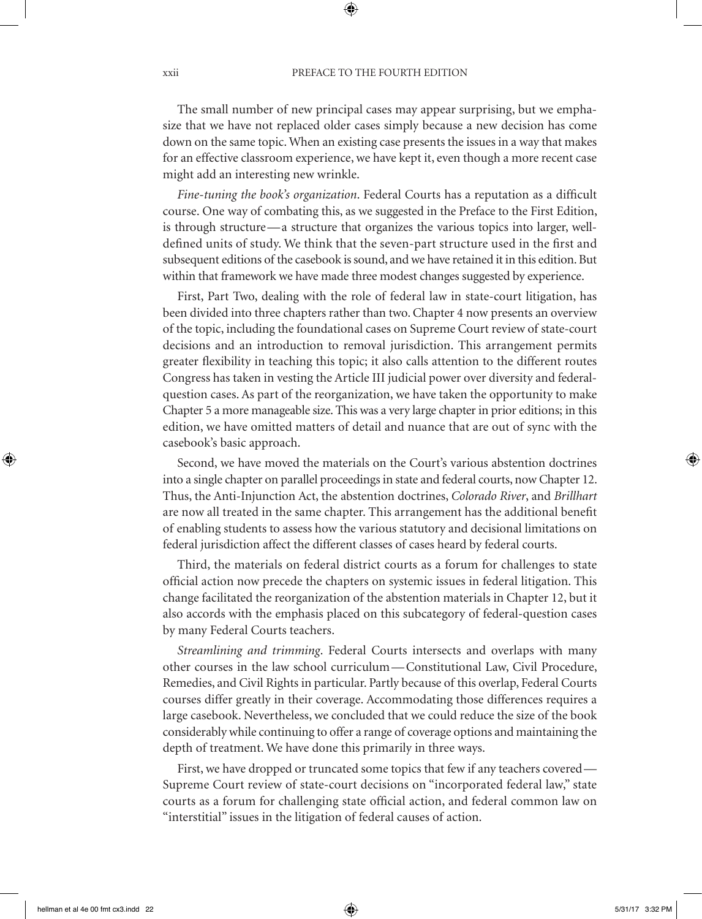The small number of new principal cases may appear surprising, but we emphasize that we have not replaced older cases simply because a new decision has come down on the same topic. When an existing case presents the issues in a way that makes for an effective classroom experience, we have kept it, even though a more recent case might add an interesting new wrinkle.

*Fine-tuning the book's organization*. Federal Courts has a reputation as a difficult course. One way of combating this, as we suggested in the Preface to the First Edition, is through structure—a structure that organizes the various topics into larger, well-defined units of study. We think that the seven-part structure used in the first and subsequent editions of the casebook is sound, and we have retained it in this edition. But within that framework we have made three modest changes suggested by experience.

First, Part Two, dealing with the role of federal law in state-court litigation, has been divided into three chapters rather than two. Chapter 4 now presents an overview of the topic, including the foundational cases on Supreme Court review of state-court decisions and an introduction to removal jurisdiction. This arrangement permits greater flexibility in teaching this topic; it also calls attention to the different routes Congress has taken in vesting the Article III judicial power over diversity and federal-question cases. As part of the reorganization, we have taken the opportunity to make Chapter 5 a more manageable size. This was a very large chapter in prior editions; in this edition, we have omitted matters of detail and nuance that are out of sync with the casebook's basic approach.

Second, we have moved the materials on the Court's various abstention doctrines into a single chapter on parallel proceedings in state and federal courts, now Chapter 12. Thus, the Anti-Injunction Act, the abstention doctrines, *Colorado River*, and *Brillhart* are now all treated in the same chapter. This arrangement has the additional benefit of enabling students to assess how the various statutory and decisional limitations on federal jurisdiction affect the different classes of cases heard by federal courts.

Third, the materials on federal district courts as a forum for challenges to state official action now precede the chapters on systemic issues in federal litigation. This change facilitated the reorganization of the abstention materials in Chapter 12, but it also accords with the emphasis placed on this subcategory of federal-question cases by many Federal Courts teachers.

*Streamlining and trimming*. Federal Courts intersects and overlaps with many other courses in the law school curriculum—Constitutional Law, Civil Procedure, Remedies, and Civil Rights in particular. Partly because of this overlap, Federal Courts courses differ greatly in their coverage. Accommodating those differences requires a large casebook. Nevertheless, we concluded that we could reduce the size of the book considerably while continuing to offer a range of coverage options and maintaining the depth of treatment. We have done this primarily in three ways.

First, we have dropped or truncated some topics that few if any teachers covered—Supreme Court review of state-court decisions on "incorporated federal law," state courts as a forum for challenging state official action, and federal common law on "interstitial" issues in the litigation of federal causes of action.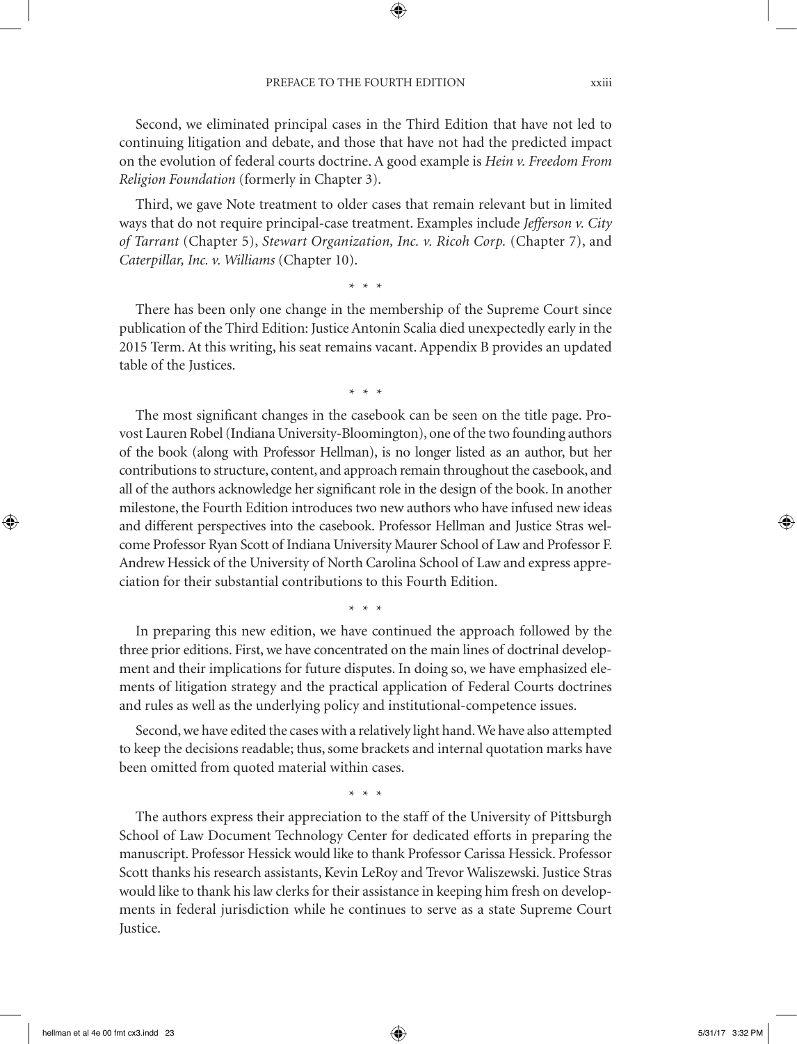Second, we eliminated principal cases in the Third Edition that have not led to continuing litigation and debate, and those that have not had the predicted impact on the evolution of federal courts doctrine. A good example is *Hein v. Freedom From Religion Foundation* (formerly in Chapter 3).

Third, we gave Note treatment to older cases that remain relevant but in limited ways that do not require principal-case treatment. Examples include *Jefferson v. City of Tarrant* (Chapter 5), *Stewart Organization, Inc. v. Ricoh Corp.* (Chapter 7), and *Caterpillar, Inc. v. Williams* (Chapter 10).

\* \* \*

There has been only one change in the membership of the Supreme Court since publication of the Third Edition: Justice Antonin Scalia died unexpectedly early in the 2015 Term. At this writing, his seat remains vacant. Appendix B provides an updated table of the Justices.

\* \* \*

The most significant changes in the casebook can be seen on the title page. Provost Lauren Robel (Indiana University-Bloomington), one of the two founding authors of the book (along with Professor Hellman), is no longer listed as an author, but her contributions to structure, content, and approach remain throughout the casebook, and all of the authors acknowledge her significant role in the design of the book. In another milestone, the Fourth Edition introduces two new authors who have infused new ideas and different perspectives into the casebook. Professor Hellman and Justice Stras welcome Professor Ryan Scott of Indiana University Maurer School of Law and Professor F. Andrew Hessick of the University of North Carolina School of Law and express appreciation for their substantial contributions to this Fourth Edition.

\* \* \*

In preparing this new edition, we have continued the approach followed by the three prior editions. First, we have concentrated on the main lines of doctrinal development and their implications for future disputes. In doing so, we have emphasized elements of litigation strategy and the practical application of Federal Courts doctrines and rules as well as the underlying policy and institutional-competence issues.

Second, we have edited the cases with a relatively light hand. We have also attempted to keep the decisions readable; thus, some brackets and internal quotation marks have been omitted from quoted material within cases.

\* \* \*

The authors express their appreciation to the staff of the University of Pittsburgh School of Law Document Technology Center for dedicated efforts in preparing the manuscript. Professor Hessick would like to thank Professor Carissa Hessick. Professor Scott thanks his research assistants, Kevin LeRoy and Trevor Waliszewski. Justice Stras would like to thank his law clerks for their assistance in keeping him fresh on developments in federal jurisdiction while he continues to serve as a state Supreme Court Justice.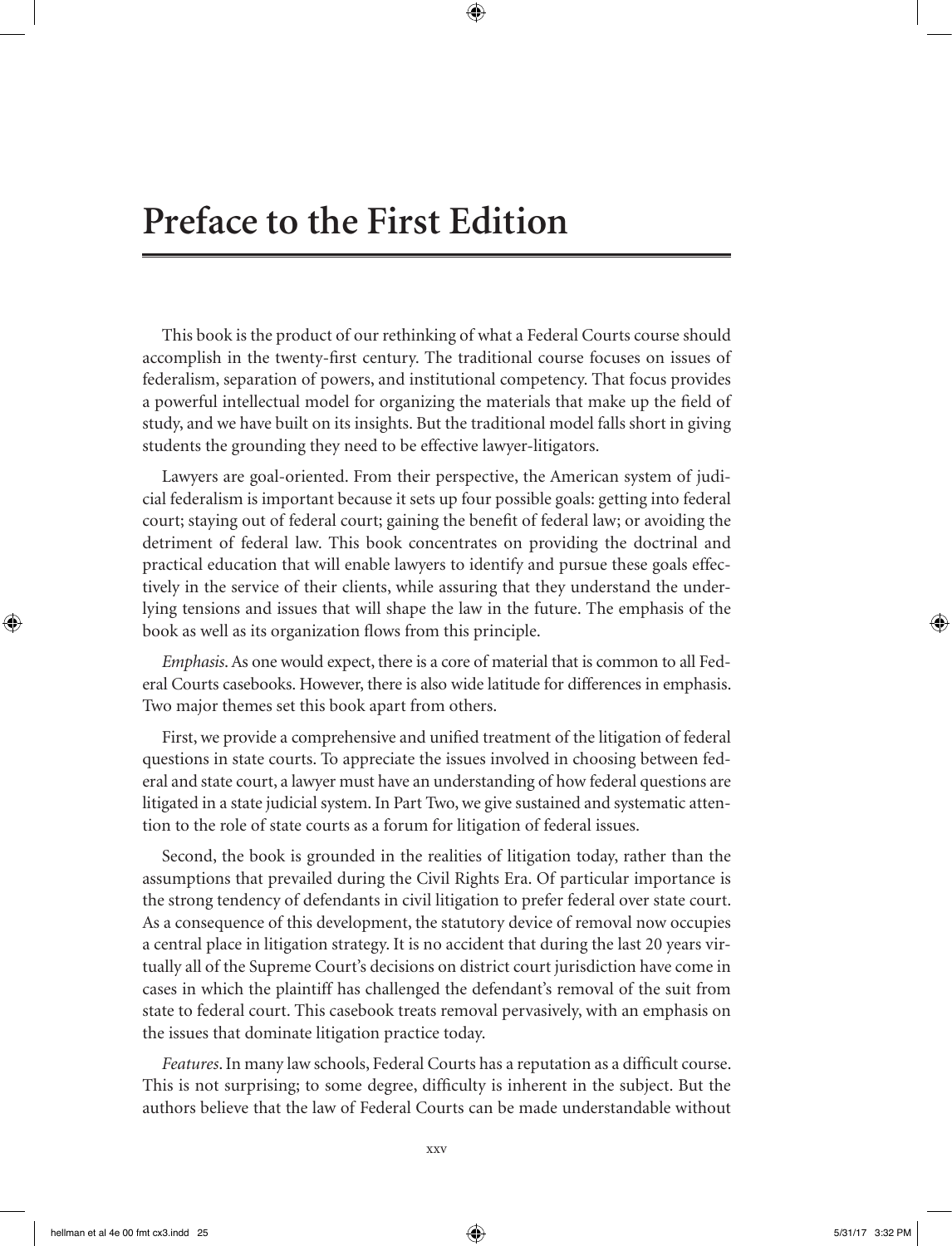# Preface to the First Edition

This book is the product of our rethinking of what a Federal Courts course should accomplish in the twenty-first century. The traditional course focuses on issues of federalism, separation of powers, and institutional competency. That focus provides a powerful intellectual model for organizing the materials that make up the field of study, and we have built on its insights. But the traditional model falls short in giving students the grounding they need to be effective lawyer-litigators.

Lawyers are goal-oriented. From their perspective, the American system of judicial federalism is important because it sets up four possible goals: getting into federal court; staying out of federal court; gaining the benefit of federal law; or avoiding the detriment of federal law. This book concentrates on providing the doctrinal and practical education that will enable lawyers to identify and pursue these goals effectively in the service of their clients, while assuring that they understand the underlying tensions and issues that will shape the law in the future. The emphasis of the book as well as its organization flows from this principle.

*Emphasis*. As one would expect, there is a core of material that is common to all Federal Courts casebooks. However, there is also wide latitude for differences in emphasis. Two major themes set this book apart from others.

First, we provide a comprehensive and unified treatment of the litigation of federal questions in state courts. To appreciate the issues involved in choosing between federal and state court, a lawyer must have an understanding of how federal questions are litigated in a state judicial system. In Part Two, we give sustained and systematic attention to the role of state courts as a forum for litigation of federal issues.

Second, the book is grounded in the realities of litigation today, rather than the assumptions that prevailed during the Civil Rights Era. Of particular importance is the strong tendency of defendants in civil litigation to prefer federal over state court. As a consequence of this development, the statutory device of removal now occupies a central place in litigation strategy. It is no accident that during the last 20 years virtually all of the Supreme Court's decisions on district court jurisdiction have come in cases in which the plaintiff has challenged the defendant's removal of the suit from state to federal court. This casebook treats removal pervasively, with an emphasis on the issues that dominate litigation practice today.

*Features*. In many law schools, Federal Courts has a reputation as a difficult course. This is not surprising; to some degree, difficulty is inherent in the subject. But the authors believe that the law of Federal Courts can be made understandable without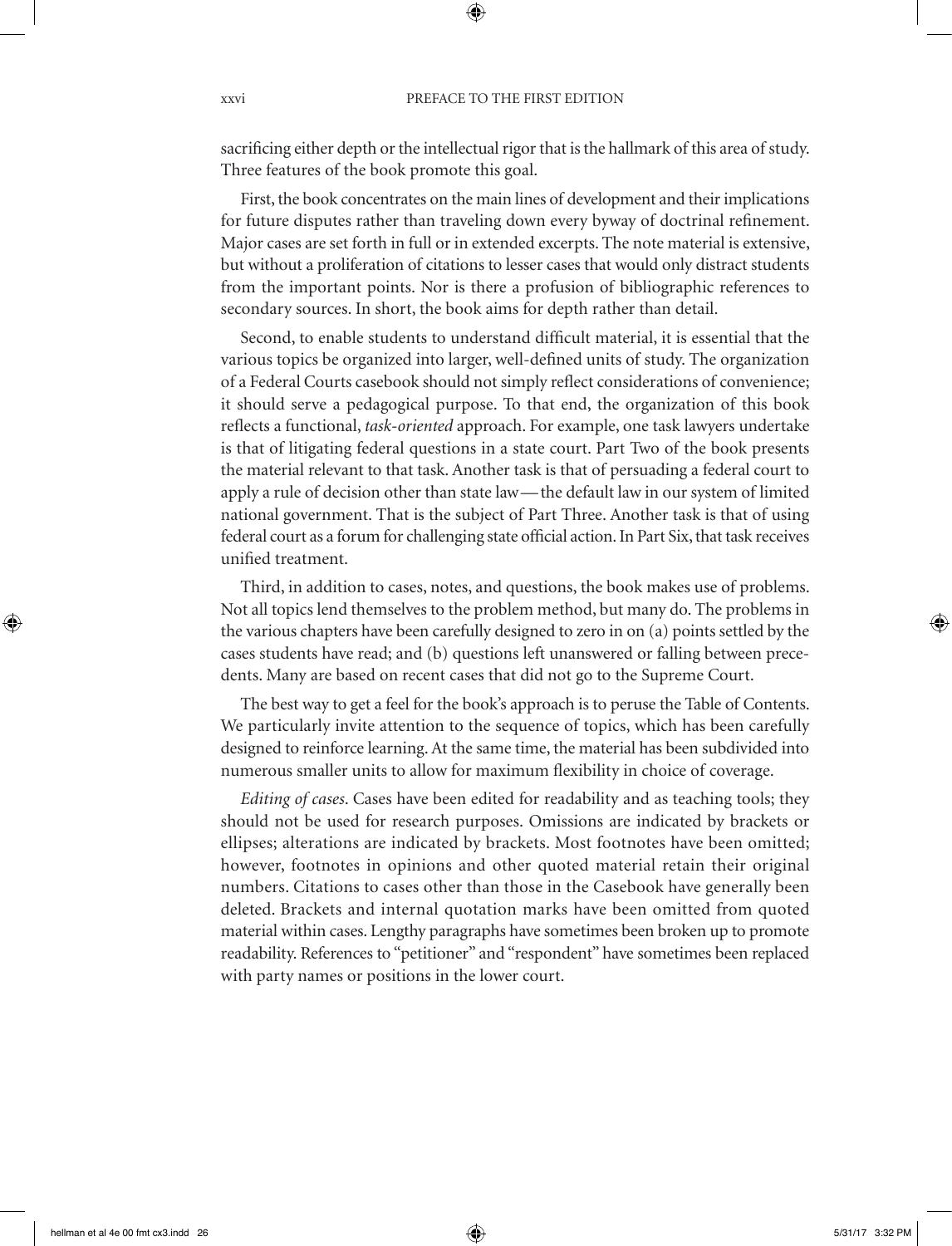sacrificing either depth or the intellectual rigor that is the hallmark of this area of study. Three features of the book promote this goal.

First, the book concentrates on the main lines of development and their implications for future disputes rather than traveling down every byway of doctrinal refinement. Major cases are set forth in full or in extended excerpts. The note material is extensive, but without a proliferation of citations to lesser cases that would only distract students from the important points. Nor is there a profusion of bibliographic references to secondary sources. In short, the book aims for depth rather than detail.

Second, to enable students to understand difficult material, it is essential that the various topics be organized into larger, well-defined units of study. The organization of a Federal Courts casebook should not simply reflect considerations of convenience; it should serve a pedagogical purpose. To that end, the organization of this book reflects a functional, *task-oriented* approach. For example, one task lawyers undertake is that of litigating federal questions in a state court. Part Two of the book presents the material relevant to that task. Another task is that of persuading a federal court to apply a rule of decision other than state law—the default law in our system of limited national government. That is the subject of Part Three. Another task is that of using federal court as a forum for challenging state official action. In Part Six, that task receives unified treatment.

Third, in addition to cases, notes, and questions, the book makes use of problems. Not all topics lend themselves to the problem method, but many do. The problems in the various chapters have been carefully designed to zero in on (a) points settled by the cases students have read; and (b) questions left unanswered or falling between precedents. Many are based on recent cases that did not go to the Supreme Court.

The best way to get a feel for the book's approach is to peruse the Table of Contents. We particularly invite attention to the sequence of topics, which has been carefully designed to reinforce learning. At the same time, the material has been subdivided into numerous smaller units to allow for maximum flexibility in choice of coverage.

*Editing of cases*. Cases have been edited for readability and as teaching tools; they should not be used for research purposes. Omissions are indicated by brackets or ellipses; alterations are indicated by brackets. Most footnotes have been omitted; however, footnotes in opinions and other quoted material retain their original numbers. Citations to cases other than those in the Casebook have generally been deleted. Brackets and internal quotation marks have been omitted from quoted material within cases. Lengthy paragraphs have sometimes been broken up to promote readability. References to "petitioner" and "respondent" have sometimes been replaced with party names or positions in the lower court.